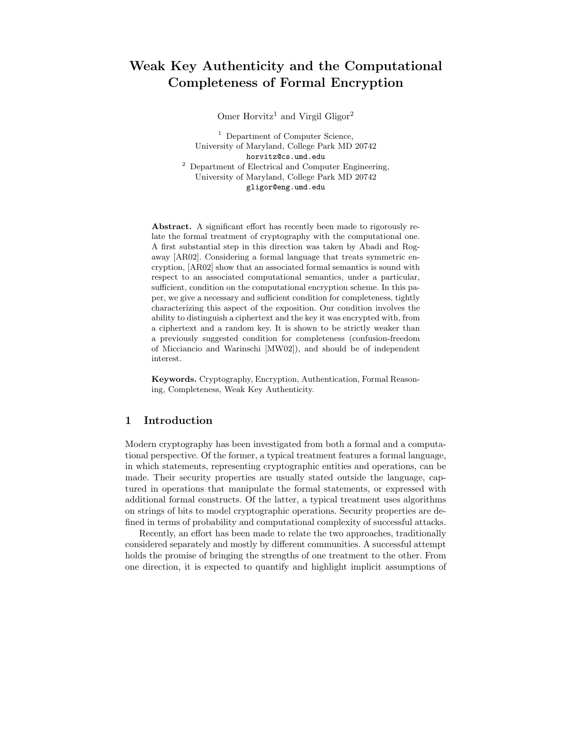# Weak Key Authenticity and the Computational Completeness of Formal Encryption

Omer Horvitz[1] and Virgil Gligor[2]

[1] Department of Computer Science,
University of Maryland, College Park MD 20742
horvitz@cs.umd.edu

[2] Department of Electrical and Computer Engineering,
University of Maryland, College Park MD 20742
gligor@eng.umd.edu

**Abstract.** A significant effort has recently been made to rigorously relate the formal treatment of cryptography with the computational one. A first substantial step in this direction was taken by Abadi and Rogaway [AR02]. Considering a formal language that treats symmetric encryption, [AR02] show that an associated formal semantics is sound with respect to an associated computational semantics, under a particular, sufficient, condition on the computational encryption scheme. In this paper, we give a necessary and sufficient condition for completeness, tightly characterizing this aspect of the exposition. Our condition involves the ability to distinguish a ciphertext and the key it was encrypted with, from a ciphertext and a random key. It is shown to be strictly weaker than a previously suggested condition for completeness (confusion-freedom of Micciancio and Warinschi [MW02]), and should be of independent interest.

**Keywords.** Cryptography, Encryption, Authentication, Formal Reasoning, Completeness, Weak Key Authenticity.

## 1 Introduction

Modern cryptography has been investigated from both a formal and a computational perspective. Of the former, a typical treatment features a formal language, in which statements, representing cryptographic entities and operations, can be made. Their security properties are usually stated outside the language, captured in operations that manipulate the formal statements, or expressed with additional formal constructs. Of the latter, a typical treatment uses algorithms on strings of bits to model cryptographic operations. Security properties are defined in terms of probability and computational complexity of successful attacks.

Recently, an effort has been made to relate the two approaches, traditionally considered separately and mostly by different communities. A successful attempt holds the promise of bringing the strengths of one treatment to the other. From one direction, it is expected to quantify and highlight implicit assumptions of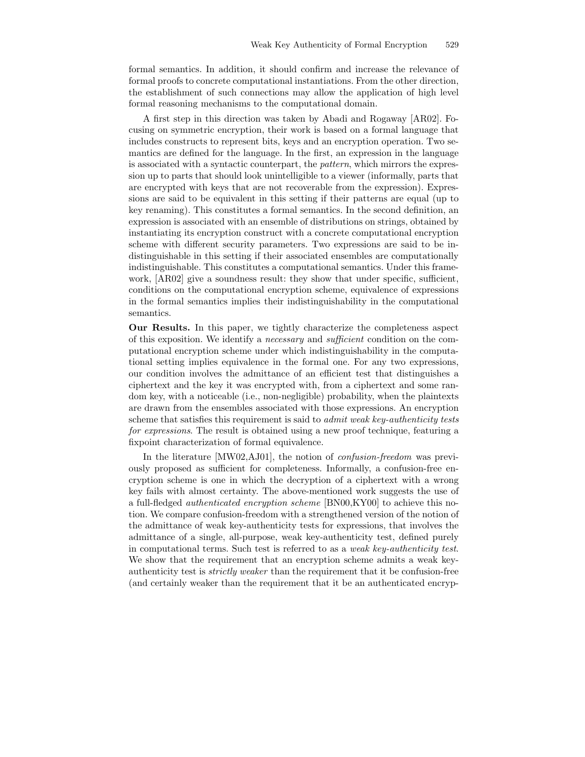formal semantics. In addition, it should confirm and increase the relevance of formal proofs to concrete computational instantiations. From the other direction, the establishment of such connections may allow the application of high level formal reasoning mechanisms to the computational domain.

A first step in this direction was taken by Abadi and Rogaway [AR02]. Focusing on symmetric encryption, their work is based on a formal language that includes constructs to represent bits, keys and an encryption operation. Two semantics are defined for the language. In the first, an expression in the language is associated with a syntactic counterpart, the *pattern*, which mirrors the expression up to parts that should look unintelligible to a viewer (informally, parts that are encrypted with keys that are not recoverable from the expression). Expressions are said to be equivalent in this setting if their patterns are equal (up to key renaming). This constitutes a formal semantics. In the second definition, an expression is associated with an ensemble of distributions on strings, obtained by instantiating its encryption construct with a concrete computational encryption scheme with different security parameters. Two expressions are said to be indistinguishable in this setting if their associated ensembles are computationally indistinguishable. This constitutes a computational semantics. Under this framework, [AR02] give a soundness result: they show that under specific, sufficient, conditions on the computational encryption scheme, equivalence of expressions in the formal semantics implies their indistinguishability in the computational semantics.

**Our Results.** In this paper, we tightly characterize the completeness aspect of this exposition. We identify a *necessary* and *sufficient* condition on the computational encryption scheme under which indistinguishability in the computational setting implies equivalence in the formal one. For any two expressions, our condition involves the admittance of an efficient test that distinguishes a ciphertext and the key it was encrypted with, from a ciphertext and some random key, with a noticeable (i.e., non-negligible) probability, when the plaintexts are drawn from the ensembles associated with those expressions. An encryption scheme that satisfies this requirement is said to *admit weak key-authenticity tests for expressions*. The result is obtained using a new proof technique, featuring a fixpoint characterization of formal equivalence.

In the literature [MW02,AJ01], the notion of *confusion-freedom* was previously proposed as sufficient for completeness. Informally, a confusion-free encryption scheme is one in which the decryption of a ciphertext with a wrong key fails with almost certainty. The above-mentioned work suggests the use of a full-fledged *authenticated encryption scheme* [BN00,KY00] to achieve this notion. We compare confusion-freedom with a strengthened version of the notion of the admittance of weak key-authenticity tests for expressions, that involves the admittance of a single, all-purpose, weak key-authenticity test, defined purely in computational terms. Such test is referred to as a *weak key-authenticity test*. We show that the requirement that an encryption scheme admits a weak key-authenticity test is *strictly weaker* than the requirement that it be confusion-free (and certainly weaker than the requirement that it be an authenticated encryp-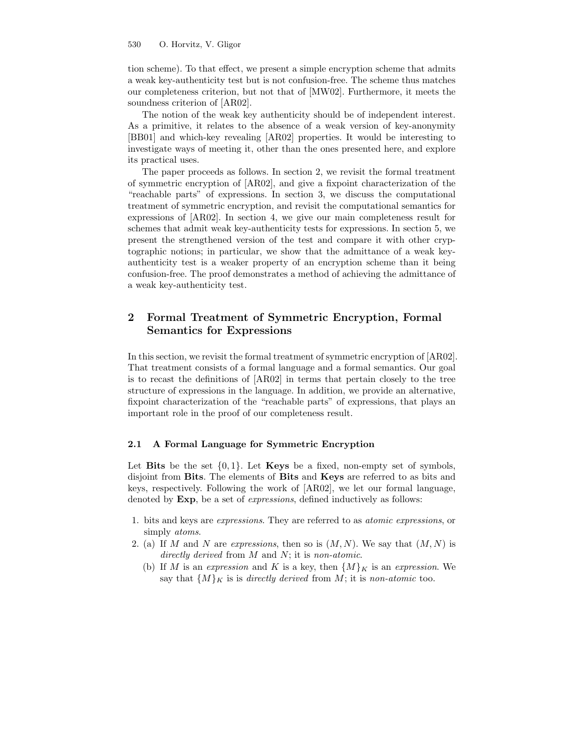tion scheme). To that effect, we present a simple encryption scheme that admits a weak key-authenticity test but is not confusion-free. The scheme thus matches our completeness criterion, but not that of [MW02]. Furthermore, it meets the soundness criterion of [AR02].

The notion of the weak key authenticity should be of independent interest. As a primitive, it relates to the absence of a weak version of key-anonymity [BB01] and which-key revealing [AR02] properties. It would be interesting to investigate ways of meeting it, other than the ones presented here, and explore its practical uses.

The paper proceeds as follows. In section 2, we revisit the formal treatment of symmetric encryption of [AR02], and give a fixpoint characterization of the "reachable parts" of expressions. In section 3, we discuss the computational treatment of symmetric encryption, and revisit the computational semantics for expressions of [AR02]. In section 4, we give our main completeness result for schemes that admit weak key-authenticity tests for expressions. In section 5, we present the strengthened version of the test and compare it with other cryptographic notions; in particular, we show that the admittance of a weak key-authenticity test is a weaker property of an encryption scheme than it being confusion-free. The proof demonstrates a method of achieving the admittance of a weak key-authenticity test.

## 2 Formal Treatment of Symmetric Encryption, Formal Semantics for Expressions

In this section, we revisit the formal treatment of symmetric encryption of [AR02]. That treatment consists of a formal language and a formal semantics. Our goal is to recast the definitions of [AR02] in terms that pertain closely to the tree structure of expressions in the language. In addition, we provide an alternative, fixpoint characterization of the "reachable parts" of expressions, that plays an important role in the proof of our completeness result.

### 2.1 A Formal Language for Symmetric Encryption

Let **Bits** be the set $\{0, 1\}$. Let **Keys** be a fixed, non-empty set of symbols, disjoint from **Bits**. The elements of **Bits** and **Keys** are referred to as bits and keys, respectively. Following the work of [AR02], we let our formal language, denoted by **Exp**, be a set of *expressions*, defined inductively as follows:

1. bits and keys are *expressions*. They are referred to as *atomic expressions*, or simply *atoms*.
2. (a) If $M$ and $N$ are *expressions*, then so is $(M, N)$. We say that $(M, N)$ is *directly derived* from $M$ and $N$; it is *non-atomic*.
   (b) If $M$ is an *expression* and $K$ is a key, then $\{M\}_K$ is an *expression*. We say that $\{M\}_K$ is is *directly derived* from $M$; it is *non-atomic* too.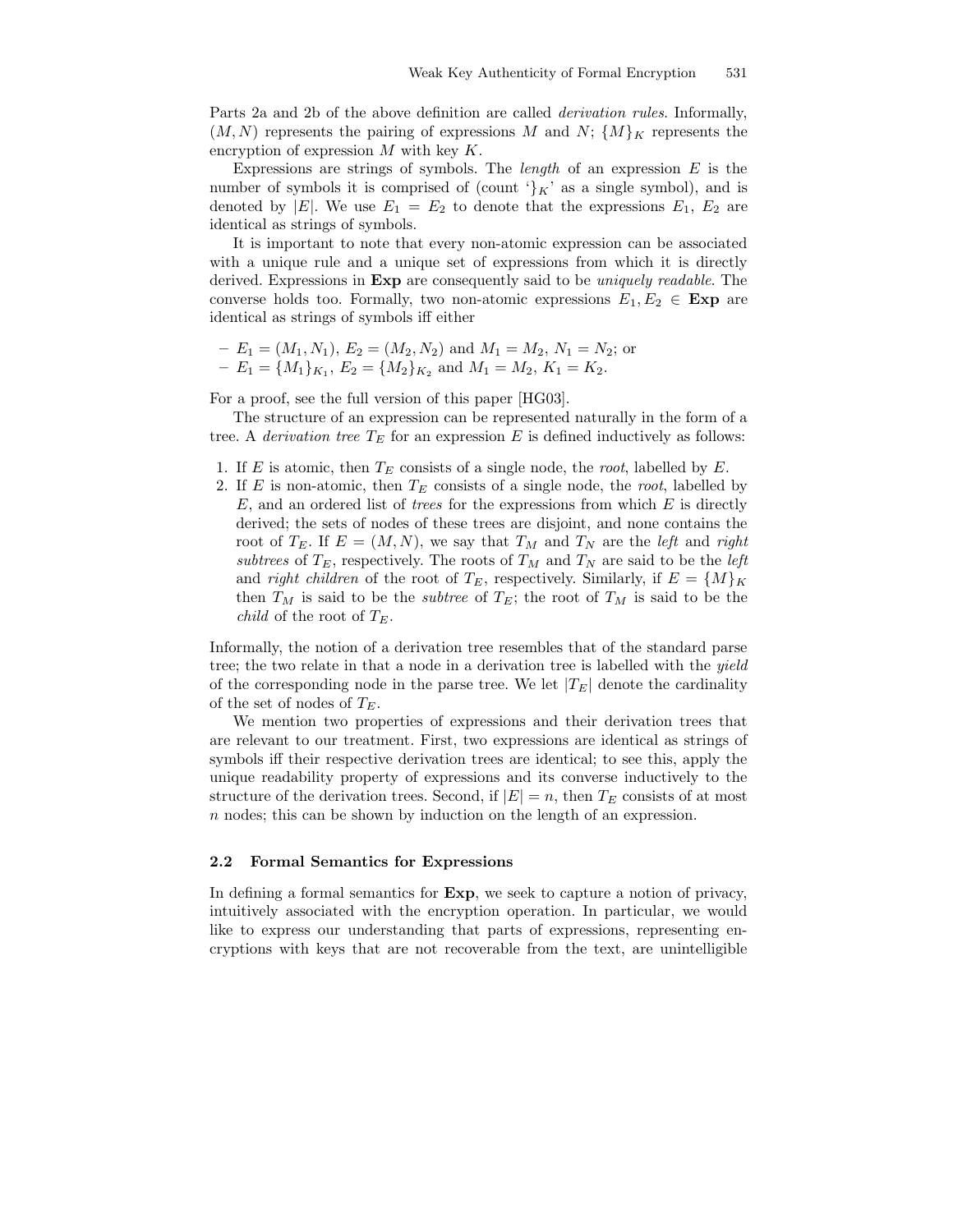Parts 2a and 2b of the above definition are called *derivation rules*. Informally, $(M, N)$ represents the pairing of expressions $M$ and $N$; $\{M\}_K$ represents the encryption of expression $M$ with key $K$.

Expressions are strings of symbols. The *length* of an expression $E$ is the number of symbols it is comprised of (count '$\}_K$' as a single symbol), and is denoted by $|E|$. We use $E_1 = E_2$ to denote that the expressions $E_1$, $E_2$ are identical as strings of symbols.

It is important to note that every non-atomic expression can be associated with a unique rule and a unique set of expressions from which it is directly derived. Expressions in **Exp** are consequently said to be *uniquely readable*. The converse holds too. Formally, two non-atomic expressions $E_1, E_2 \in$ **Exp** are identical as strings of symbols iff either

– $E_1 = (M_1, N_1)$, $E_2 = (M_2, N_2)$ and $M_1 = M_2$, $N_1 = N_2$; or
– $E_1 = \{M_1\}_{K_1}$, $E_2 = \{M_2\}_{K_2}$ and $M_1 = M_2$, $K_1 = K_2$.

For a proof, see the full version of this paper [HG03].

The structure of an expression can be represented naturally in the form of a tree. A *derivation tree* $T_E$ for an expression $E$ is defined inductively as follows:

1. If $E$ is atomic, then $T_E$ consists of a single node, the *root*, labelled by $E$.
2. If $E$ is non-atomic, then $T_E$ consists of a single node, the *root*, labelled by $E$, and an ordered list of *trees* for the expressions from which $E$ is directly derived; the sets of nodes of these trees are disjoint, and none contains the root of $T_E$. If $E = (M, N)$, we say that $T_M$ and $T_N$ are the *left* and *right subtrees* of $T_E$, respectively. The roots of $T_M$ and $T_N$ are said to be the *left* and *right children* of the root of $T_E$, respectively. Similarly, if $E = \{M\}_K$ then $T_M$ is said to be the *subtree* of $T_E$; the root of $T_M$ is said to be the *child* of the root of $T_E$.

Informally, the notion of a derivation tree resembles that of the standard parse tree; the two relate in that a node in a derivation tree is labelled with the *yield* of the corresponding node in the parse tree. We let $|T_E|$ denote the cardinality of the set of nodes of $T_E$.

We mention two properties of expressions and their derivation trees that are relevant to our treatment. First, two expressions are identical as strings of symbols iff their respective derivation trees are identical; to see this, apply the unique readability property of expressions and its converse inductively to the structure of the derivation trees. Second, if $|E| = n$, then $T_E$ consists of at most $n$ nodes; this can be shown by induction on the length of an expression.

### 2.2 Formal Semantics for Expressions

In defining a formal semantics for **Exp**, we seek to capture a notion of privacy, intuitively associated with the encryption operation. In particular, we would like to express our understanding that parts of expressions, representing encryptions with keys that are not recoverable from the text, are unintelligible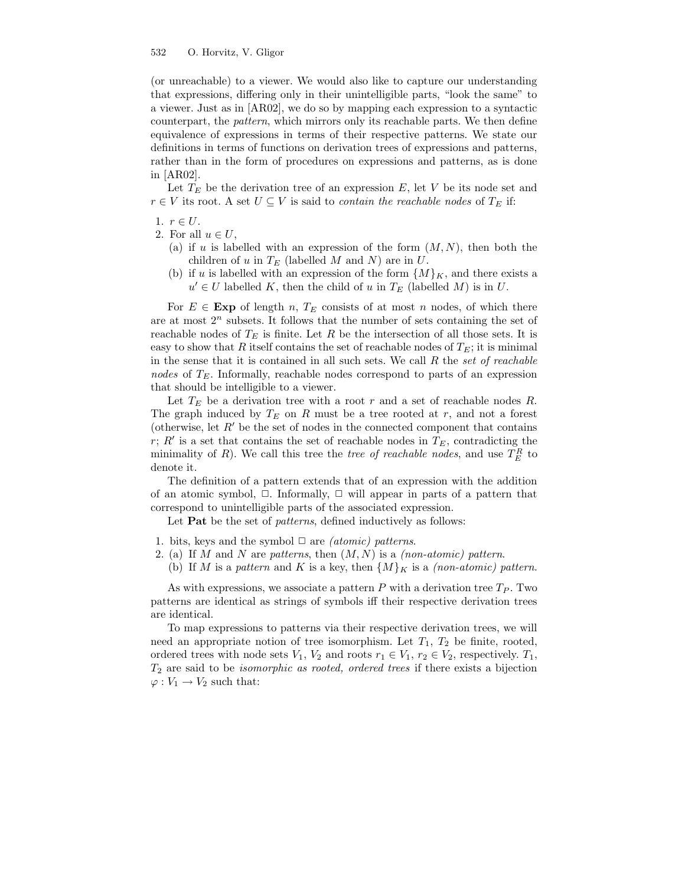(or unreachable) to a viewer. We would also like to capture our understanding that expressions, differing only in their unintelligible parts, "look the same" to a viewer. Just as in [AR02], we do so by mapping each expression to a syntactic counterpart, the *pattern*, which mirrors only its reachable parts. We then define equivalence of expressions in terms of their respective patterns. We state our definitions in terms of functions on derivation trees of expressions and patterns, rather than in the form of procedures on expressions and patterns, as is done in [AR02].

Let $T_E$ be the derivation tree of an expression $E$, let $V$ be its node set and $r \in V$ its root. A set $U \subseteq V$ is said to *contain the reachable nodes* of $T_E$ if:

1. $r \in U$.
2. For all $u \in U$,
   (a) if $u$ is labelled with an expression of the form $(M, N)$, then both the children of $u$ in $T_E$ (labelled $M$ and $N$) are in $U$.
   (b) if $u$ is labelled with an expression of the form $\{M\}_K$, and there exists a $u' \in U$ labelled $K$, then the child of $u$ in $T_E$ (labelled $M$) is in $U$.

For $E \in \mathbf{Exp}$ of length $n$, $T_E$ consists of at most $n$ nodes, of which there are at most $2^n$ subsets. It follows that the number of sets containing the set of reachable nodes of $T_E$ is finite. Let $R$ be the intersection of all those sets. It is easy to show that $R$ itself contains the set of reachable nodes of $T_E$; it is minimal in the sense that it is contained in all such sets. We call $R$ the *set of reachable nodes* of $T_E$. Informally, reachable nodes correspond to parts of an expression that should be intelligible to a viewer.

Let $T_E$ be a derivation tree with a root $r$ and a set of reachable nodes $R$. The graph induced by $T_E$ on $R$ must be a tree rooted at $r$, and not a forest (otherwise, let $R'$ be the set of nodes in the connected component that contains $r$; $R'$ is a set that contains the set of reachable nodes in $T_E$, contradicting the minimality of $R$). We call this tree the *tree of reachable nodes*, and use $T_E^R$ to denote it.

The definition of a pattern extends that of an expression with the addition of an atomic symbol, $\Box$. Informally, $\Box$ will appear in parts of a pattern that correspond to unintelligible parts of the associated expression.

Let $\mathbf{Pat}$ be the set of *patterns*, defined inductively as follows:

1. bits, keys and the symbol $\Box$ are *(atomic) patterns*.
2. (a) If $M$ and $N$ are *patterns*, then $(M, N)$ is a *(non-atomic) pattern*.
   (b) If $M$ is a *pattern* and $K$ is a key, then $\{M\}_K$ is a *(non-atomic) pattern*.

As with expressions, we associate a pattern $P$ with a derivation tree $T_P$. Two patterns are identical as strings of symbols iff their respective derivation trees are identical.

To map expressions to patterns via their respective derivation trees, we will need an appropriate notion of tree isomorphism. Let $T_1$, $T_2$ be finite, rooted, ordered trees with node sets $V_1$, $V_2$ and roots $r_1 \in V_1$, $r_2 \in V_2$, respectively. $T_1$, $T_2$ are said to be *isomorphic as rooted, ordered trees* if there exists a bijection $\varphi : V_1 \rightarrow V_2$ such that: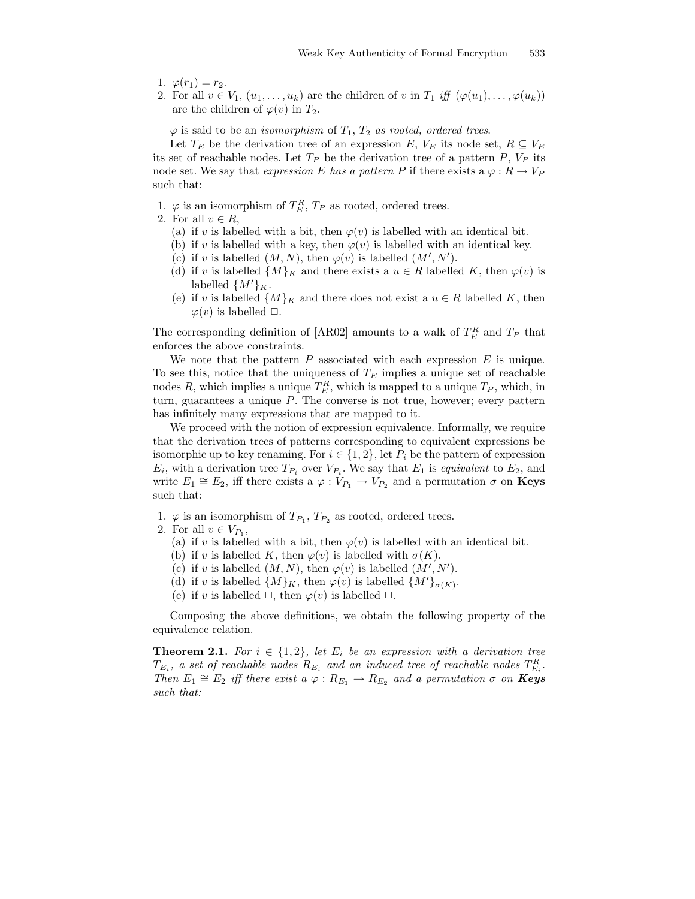1. $\varphi(r_1) = r_2$.
2. For all $v \in V_1$, $(u_1, \ldots, u_k)$ are the children of $v$ in $T_1$ *iff* $(\varphi(u_1), \ldots, \varphi(u_k))$ are the children of $\varphi(v)$ in $T_2$.

$\varphi$ is said to be an *isomorphism* of $T_1$, $T_2$ *as rooted, ordered trees*.

Let $T_E$ be the derivation tree of an expression $E$, $V_E$ its node set, $R \subseteq V_E$ its set of reachable nodes. Let $T_P$ be the derivation tree of a pattern $P$, $V_P$ its node set. We say that *expression $E$ has a pattern $P$* if there exists a $\varphi : R \to V_P$ such that:

1. $\varphi$ is an isomorphism of $T_E^R$, $T_P$ as rooted, ordered trees.
2. For all $v \in R$,
   (a) if $v$ is labelled with a bit, then $\varphi(v)$ is labelled with an identical bit.
   (b) if $v$ is labelled with a key, then $\varphi(v)$ is labelled with an identical key.
   (c) if $v$ is labelled $(M, N)$, then $\varphi(v)$ is labelled $(M', N')$.
   (d) if $v$ is labelled $\{M\}_K$ and there exists a $u \in R$ labelled $K$, then $\varphi(v)$ is labelled $\{M'\}_K$.
   (e) if $v$ is labelled $\{M\}_K$ and there does not exist a $u \in R$ labelled $K$, then $\varphi(v)$ is labelled $\Box$.

The corresponding definition of [AR02] amounts to a walk of $T_E^R$ and $T_P$ that enforces the above constraints.

We note that the pattern $P$ associated with each expression $E$ is unique. To see this, notice that the uniqueness of $T_E$ implies a unique set of reachable nodes $R$, which implies a unique $T_E^R$, which is mapped to a unique $T_P$, which, in turn, guarantees a unique $P$. The converse is not true, however; every pattern has infinitely many expressions that are mapped to it.

We proceed with the notion of expression equivalence. Informally, we require that the derivation trees of patterns corresponding to equivalent expressions be isomorphic up to key renaming. For $i \in \{1, 2\}$, let $P_i$ be the pattern of expression $E_i$, with a derivation tree $T_{P_i}$ over $V_{P_i}$. We say that $E_1$ is *equivalent* to $E_2$, and write $E_1 \cong E_2$, iff there exists a $\varphi : V_{P_1} \to V_{P_2}$ and a permutation $\sigma$ on **Keys** such that:

1. $\varphi$ is an isomorphism of $T_{P_1}$, $T_{P_2}$ as rooted, ordered trees.
2. For all $v \in V_{P_1}$,
   (a) if $v$ is labelled with a bit, then $\varphi(v)$ is labelled with an identical bit.
   (b) if $v$ is labelled $K$, then $\varphi(v)$ is labelled with $\sigma(K)$.
   (c) if $v$ is labelled $(M, N)$, then $\varphi(v)$ is labelled $(M', N')$.
   (d) if $v$ is labelled $\{M\}_K$, then $\varphi(v)$ is labelled $\{M'\}_{\sigma(K)}$.
   (e) if $v$ is labelled $\Box$, then $\varphi(v)$ is labelled $\Box$.

Composing the above definitions, we obtain the following property of the equivalence relation.

**Theorem 2.1.** *For $i \in \{1, 2\}$, let $E_i$ be an expression with a derivation tree $T_{E_i}$, a set of reachable nodes $R_{E_i}$ and an induced tree of reachable nodes $T_{E_i}^R$. Then $E_1 \cong E_2$ iff there exist a $\varphi : R_{E_1} \to R_{E_2}$ and a permutation $\sigma$ on **Keys** such that:*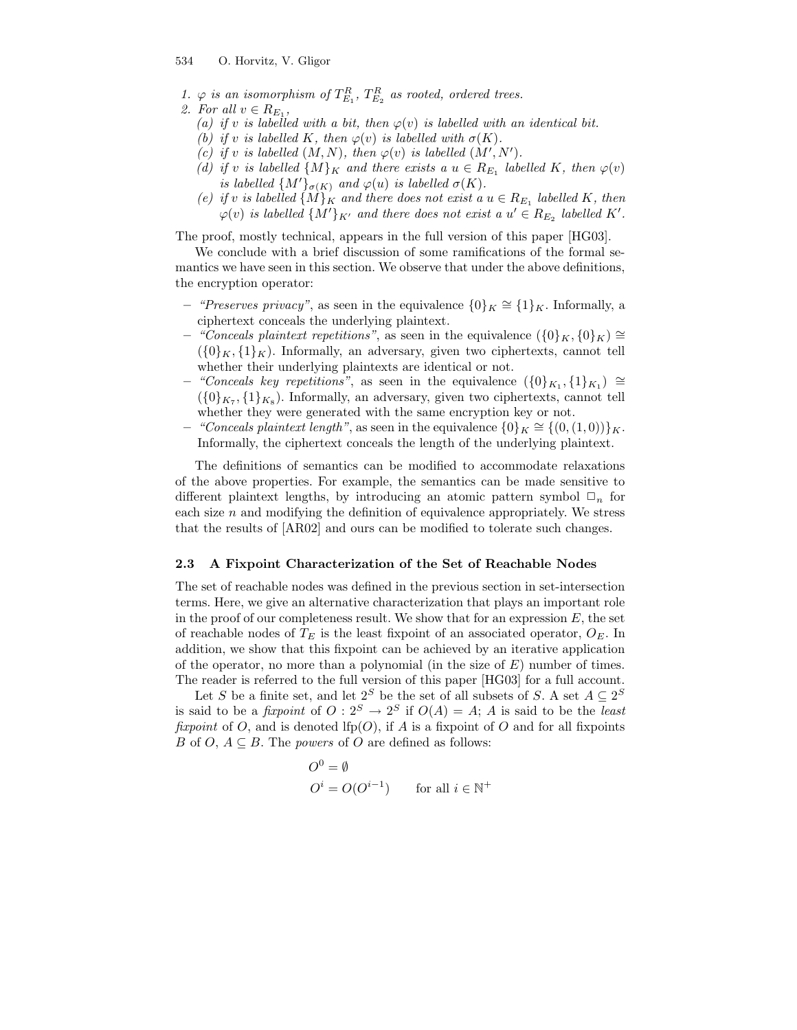1. $\varphi$ is an isomorphism of $T^R_{E_1}$, $T^R_{E_2}$ as rooted, ordered trees.
2. For all $v \in R_{E_1}$,
   (a) if $v$ is labelled with a bit, then $\varphi(v)$ is labelled with an identical bit.
   (b) if $v$ is labelled $K$, then $\varphi(v)$ is labelled with $\sigma(K)$.
   (c) if $v$ is labelled $(M, N)$, then $\varphi(v)$ is labelled $(M', N')$.
   (d) if $v$ is labelled $\{M\}_K$ and there exists a $u \in R_{E_1}$ labelled $K$, then $\varphi(v)$ is labelled $\{M'\}_{\sigma(K)}$ and $\varphi(u)$ is labelled $\sigma(K)$.
   (e) if $v$ is labelled $\{M\}_K$ and there does not exist a $u \in R_{E_1}$ labelled $K$, then $\varphi(v)$ is labelled $\{M'\}_{K'}$ and there does not exist a $u' \in R_{E_2}$ labelled $K'$.

The proof, mostly technical, appears in the full version of this paper [HG03].

We conclude with a brief discussion of some ramifications of the formal semantics we have seen in this section. We observe that under the above definitions, the encryption operator:

- *"Preserves privacy"*, as seen in the equivalence $\{0\}_K \cong \{1\}_K$. Informally, a ciphertext conceals the underlying plaintext.
- *"Conceals plaintext repetitions"*, as seen in the equivalence $(\{0\}_K, \{0\}_K) \cong (\{0\}_K, \{1\}_K)$. Informally, an adversary, given two ciphertexts, cannot tell whether their underlying plaintexts are identical or not.
- *"Conceals key repetitions"*, as seen in the equivalence $(\{0\}_{K_1}, \{1\}_{K_1}) \cong (\{0\}_{K_7}, \{1\}_{K_8})$. Informally, an adversary, given two ciphertexts, cannot tell whether they were generated with the same encryption key or not.
- *"Conceals plaintext length"*, as seen in the equivalence $\{0\}_K \cong \{(0, (1, 0))\}_K$. Informally, the ciphertext conceals the length of the underlying plaintext.

The definitions of semantics can be modified to accommodate relaxations of the above properties. For example, the semantics can be made sensitive to different plaintext lengths, by introducing an atomic pattern symbol $\Box_n$ for each size $n$ and modifying the definition of equivalence appropriately. We stress that the results of [AR02] and ours can be modified to tolerate such changes.

### 2.3 A Fixpoint Characterization of the Set of Reachable Nodes

The set of reachable nodes was defined in the previous section in set-intersection terms. Here, we give an alternative characterization that plays an important role in the proof of our completeness result. We show that for an expression $E$, the set of reachable nodes of $T_E$ is the least fixpoint of an associated operator, $O_E$. In addition, we show that this fixpoint can be achieved by an iterative application of the operator, no more than a polynomial (in the size of $E$) number of times. The reader is referred to the full version of this paper [HG03] for a full account.

Let $S$ be a finite set, and let $2^S$ be the set of all subsets of $S$. A set $A \subseteq 2^S$ is said to be a *fixpoint* of $O : 2^S \rightarrow 2^S$ if $O(A) = A$; $A$ is said to be the *least fixpoint* of $O$, and is denoted $\text{lfp}(O)$, if $A$ is a fixpoint of $O$ and for all fixpoints $B$ of $O$, $A \subseteq B$. The *powers* of $O$ are defined as follows:

$$
\begin{aligned}
O^0 &= \emptyset \\
O^i &= O(O^{i-1}) \qquad \text{for all } i \in \mathbb{N}^+
\end{aligned}
$$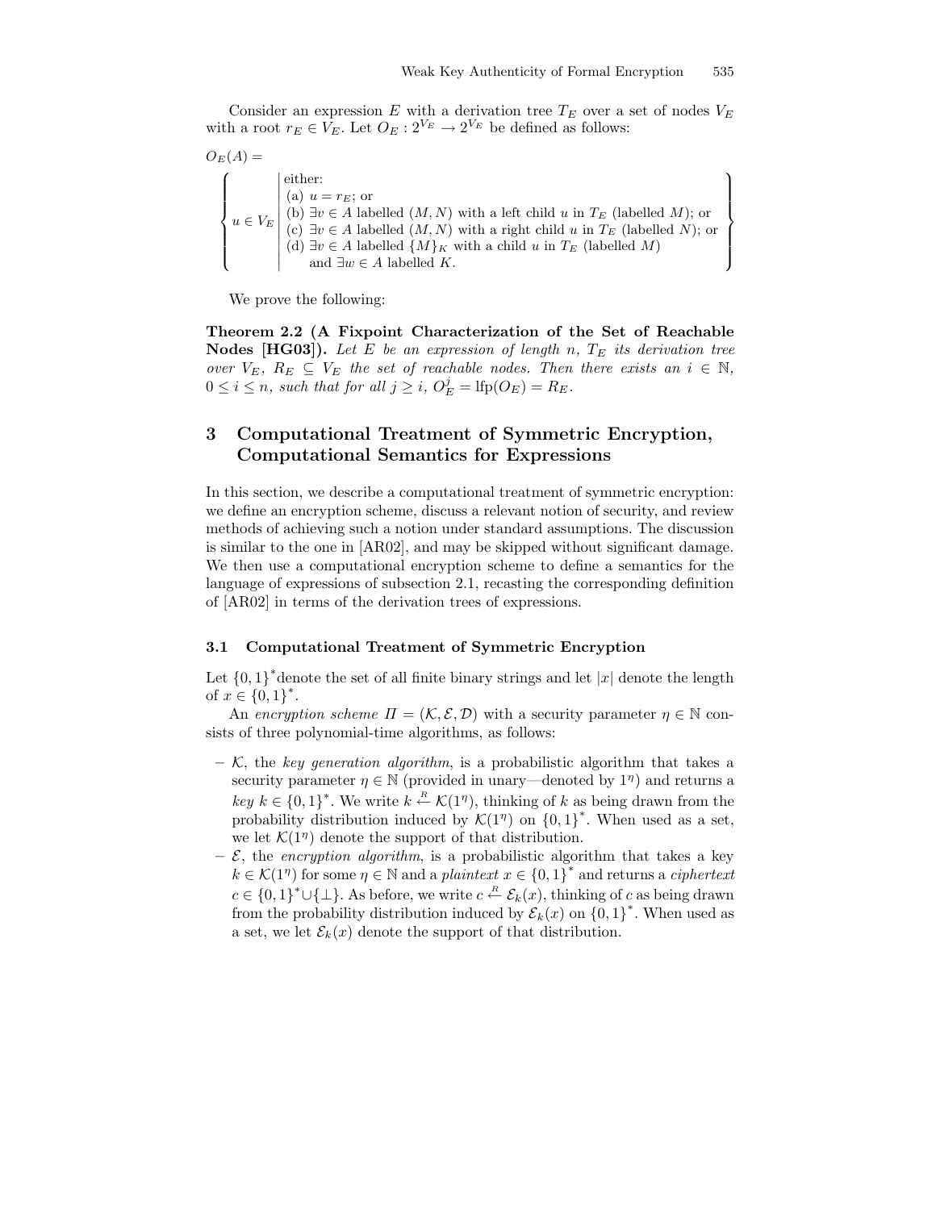Consider an expression $E$ with a derivation tree $T_E$ over a set of nodes $V_E$ with a root $r_E \in V_E$. Let $O_E : 2^{V_E} \to 2^{V_E}$ be defined as follows:

$$
O_E(A) = \left\{ u \in V_E \;\middle|\; \begin{array}{l} \text{either:} \\ \text{(a) } u = r_E\text{; or} \\ \text{(b) } \exists v \in A \text{ labelled } (M, N) \text{ with a left child } u \text{ in } T_E \text{ (labelled } M\text{); or} \\ \text{(c) } \exists v \in A \text{ labelled } (M, N) \text{ with a right child } u \text{ in } T_E \text{ (labelled } N\text{); or} \\ \text{(d) } \exists v \in A \text{ labelled } \{M\}_K \text{ with a child } u \text{ in } T_E \text{ (labelled } M\text{)} \\ \quad\;\; \text{and } \exists w \in A \text{ labelled } K. \end{array} \right\}
$$

We prove the following:

**Theorem 2.2 (A Fixpoint Characterization of the Set of Reachable Nodes [HG03]).** *Let $E$ be an expression of length $n$, $T_E$ its derivation tree over $V_E$, $R_E \subseteq V_E$ the set of reachable nodes. Then there exists an $i \in \mathbb{N}$, $0 \leq i \leq n$, such that for all $j \geq i$, $O_E^j = \text{lfp}(O_E) = R_E$.*

## 3 Computational Treatment of Symmetric Encryption, Computational Semantics for Expressions

In this section, we describe a computational treatment of symmetric encryption: we define an encryption scheme, discuss a relevant notion of security, and review methods of achieving such a notion under standard assumptions. The discussion is similar to the one in [AR02], and may be skipped without significant damage. We then use a computational encryption scheme to define a semantics for the language of expressions of subsection 2.1, recasting the corresponding definition of [AR02] in terms of the derivation trees of expressions.

### 3.1 Computational Treatment of Symmetric Encryption

Let $\{0,1\}^*$ denote the set of all finite binary strings and let $|x|$ denote the length of $x \in \{0,1\}^*$.

An *encryption scheme* $\Pi = (\mathcal{K}, \mathcal{E}, \mathcal{D})$ with a security parameter $\eta \in \mathbb{N}$ consists of three polynomial-time algorithms, as follows:

- $\mathcal{K}$, the *key generation algorithm*, is a probabilistic algorithm that takes a security parameter $\eta \in \mathbb{N}$ (provided in unary—denoted by $1^\eta$) and returns a *key* $k \in \{0,1\}^*$. We write $k \overset{R}{\leftarrow} \mathcal{K}(1^\eta)$, thinking of $k$ as being drawn from the probability distribution induced by $\mathcal{K}(1^\eta)$ on $\{0,1\}^*$. When used as a set, we let $\mathcal{K}(1^\eta)$ denote the support of that distribution.
- $\mathcal{E}$, the *encryption algorithm*, is a probabilistic algorithm that takes a key $k \in \mathcal{K}(1^\eta)$ for some $\eta \in \mathbb{N}$ and a *plaintext* $x \in \{0,1\}^*$ and returns a *ciphertext* $c \in \{0,1\}^* \cup \{\bot\}$. As before, we write $c \overset{R}{\leftarrow} \mathcal{E}_k(x)$, thinking of $c$ as being drawn from the probability distribution induced by $\mathcal{E}_k(x)$ on $\{0,1\}^*$. When used as a set, we let $\mathcal{E}_k(x)$ denote the support of that distribution.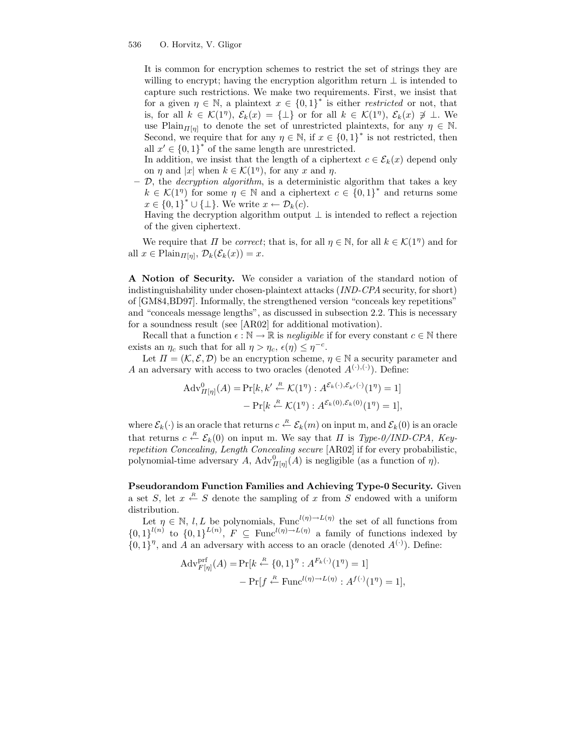It is common for encryption schemes to restrict the set of strings they are willing to encrypt; having the encryption algorithm return $\perp$ is intended to capture such restrictions. We make two requirements. First, we insist that for a given $\eta \in \mathbb{N}$, a plaintext $x \in \{0,1\}^*$ is either *restricted* or not, that is, for all $k \in \mathcal{K}(1^\eta)$, $\mathcal{E}_k(x) = \{\perp\}$ or for all $k \in \mathcal{K}(1^\eta)$, $\mathcal{E}_k(x) \not\ni \perp$. We use $\text{Plain}_{\Pi[\eta]}$ to denote the set of unrestricted plaintexts, for any $\eta \in \mathbb{N}$. Second, we require that for any $\eta \in \mathbb{N}$, if $x \in \{0,1\}^*$ is not restricted, then all $x' \in \{0,1\}^*$ of the same length are unrestricted.

In addition, we insist that the length of a ciphertext $c \in \mathcal{E}_k(x)$ depend only on $\eta$ and $|x|$ when $k \in \mathcal{K}(1^\eta)$, for any $x$ and $\eta$.

- $\mathcal{D}$, the *decryption algorithm*, is a deterministic algorithm that takes a key $k \in \mathcal{K}(1^\eta)$ for some $\eta \in \mathbb{N}$ and a ciphertext $c \in \{0,1\}^*$ and returns some $x \in \{0,1\}^* \cup \{\perp\}$. We write $x \leftarrow \mathcal{D}_k(c)$.
  Having the decryption algorithm output $\perp$ is intended to reflect a rejection of the given ciphertext.

We require that $\Pi$ be *correct*; that is, for all $\eta \in \mathbb{N}$, for all $k \in \mathcal{K}(1^\eta)$ and for all $x \in \text{Plain}_{\Pi[\eta]}$, $\mathcal{D}_k(\mathcal{E}_k(x)) = x$.

**A Notion of Security.** We consider a variation of the standard notion of indistinguishability under chosen-plaintext attacks (*IND-CPA* security, for short) of [GM84,BD97]. Informally, the strengthened version "conceals key repetitions" and "conceals message lengths", as discussed in subsection 2.2. This is necessary for a soundness result (see [AR02] for additional motivation).

Recall that a function $\epsilon : \mathbb{N} \to \mathbb{R}$ is *negligible* if for every constant $c \in \mathbb{N}$ there exists an $\eta_c$ such that for all $\eta > \eta_c$, $\epsilon(\eta) \leq \eta^{-c}$.

Let $\Pi = (\mathcal{K}, \mathcal{E}, \mathcal{D})$ be an encryption scheme, $\eta \in \mathbb{N}$ a security parameter and $A$ an adversary with access to two oracles (denoted $A^{(\cdot),(\cdot)}$). Define:

$$\begin{aligned}
\text{Adv}^0_{\Pi[\eta]}(A) = &\Pr[k, k' \xleftarrow{R} \mathcal{K}(1^\eta) : A^{\mathcal{E}_k(\cdot),\mathcal{E}_{k'}(\cdot)}(1^\eta) = 1] \\
&- \Pr[k \xleftarrow{R} \mathcal{K}(1^\eta) : A^{\mathcal{E}_k(0),\mathcal{E}_k(0)}(1^\eta) = 1],
\end{aligned}$$

where $\mathcal{E}_k(\cdot)$ is an oracle that returns $c \xleftarrow{R} \mathcal{E}_k(m)$ on input m, and $\mathcal{E}_k(0)$ is an oracle that returns $c \xleftarrow{R} \mathcal{E}_k(0)$ on input m. We say that $\Pi$ is *Type-0/IND-CPA, Key-repetition Concealing, Length Concealing secure* [AR02] if for every probabilistic, polynomial-time adversary $A$, $\text{Adv}^0_{\Pi[\eta]}(A)$ is negligible (as a function of $\eta$).

**Pseudorandom Function Families and Achieving Type-0 Security.** Given a set $S$, let $x \xleftarrow{R} S$ denote the sampling of $x$ from $S$ endowed with a uniform distribution.

Let $\eta \in \mathbb{N}$, $l, L$ be polynomials, $\text{Func}^{l(\eta)\to L(\eta)}$ the set of all functions from $\{0,1\}^{l(n)}$ to $\{0,1\}^{L(n)}$, $F \subseteq \text{Func}^{l(\eta)\to L(\eta)}$ a family of functions indexed by $\{0,1\}^\eta$, and $A$ an adversary with access to an oracle (denoted $A^{(\cdot)}$). Define:

$$\begin{aligned}
\text{Adv}^{\text{prf}}_{F[\eta]}(A) = &\Pr[k \xleftarrow{R} \{0,1\}^\eta : A^{F_k(\cdot)}(1^\eta) = 1] \\
&- \Pr[f \xleftarrow{R} \text{Func}^{l(\eta)\to L(\eta)} : A^{f(\cdot)}(1^\eta) = 1],
\end{aligned}$$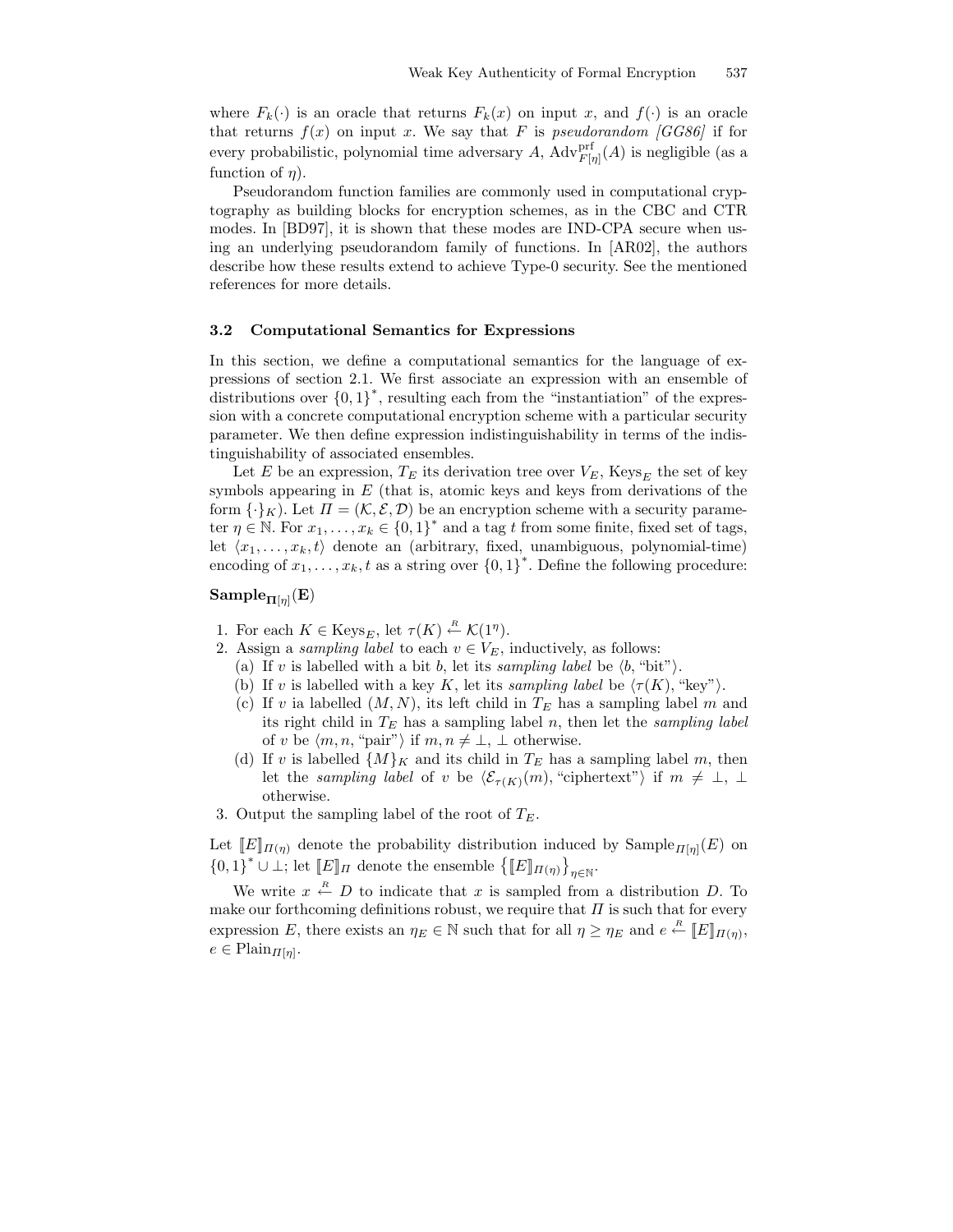where $F_k(\cdot)$ is an oracle that returns $F_k(x)$ on input $x$, and $f(\cdot)$ is an oracle that returns $f(x)$ on input $x$. We say that $F$ is *pseudorandom [GG86]* if for every probabilistic, polynomial time adversary $A$, $\mathrm{Adv}^{\mathrm{prf}}_{F[\eta]}(A)$ is negligible (as a function of $\eta$).

Pseudorandom function families are commonly used in computational cryptography as building blocks for encryption schemes, as in the CBC and CTR modes. In [BD97], it is shown that these modes are IND-CPA secure when using an underlying pseudorandom family of functions. In [AR02], the authors describe how these results extend to achieve Type-0 security. See the mentioned references for more details.

### 3.2 Computational Semantics for Expressions

In this section, we define a computational semantics for the language of expressions of section 2.1. We first associate an expression with an ensemble of distributions over $\{0,1\}^*$, resulting each from the "instantiation" of the expression with a concrete computational encryption scheme with a particular security parameter. We then define expression indistinguishability in terms of the indistinguishability of associated ensembles.

Let $E$ be an expression, $T_E$ its derivation tree over $V_E$, $\mathrm{Keys}_E$ the set of key symbols appearing in $E$ (that is, atomic keys and keys from derivations of the form $\{\cdot\}_K$). Let $\Pi = (\mathcal{K}, \mathcal{E}, \mathcal{D})$ be an encryption scheme with a security parameter $\eta \in \mathbb{N}$. For $x_1, \ldots, x_k \in \{0,1\}^*$ and a tag $t$ from some finite, fixed set of tags, let $\langle x_1, \ldots, x_k, t\rangle$ denote an (arbitrary, fixed, unambiguous, polynomial-time) encoding of $x_1, \ldots, x_k, t$ as a string over $\{0,1\}^*$. Define the following procedure:

**$\mathbf{Sample}_{\Pi[\eta]}(\mathbf{E})$**

1. For each $K \in \mathrm{Keys}_E$, let $\tau(K) \stackrel{R}{\leftarrow} \mathcal{K}(1^\eta)$.
2. Assign a *sampling label* to each $v \in V_E$, inductively, as follows:
   (a) If $v$ is labelled with a bit $b$, let its *sampling label* be $\langle b, \text{"bit"}\rangle$.
   (b) If $v$ is labelled with a key $K$, let its *sampling label* be $\langle \tau(K), \text{"key"}\rangle$.
   (c) If $v$ ia labelled $(M, N)$, its left child in $T_E$ has a sampling label $m$ and its right child in $T_E$ has a sampling label $n$, then let the *sampling label* of $v$ be $\langle m, n, \text{"pair"}\rangle$ if $m, n \neq \bot$, $\bot$ otherwise.
   (d) If $v$ is labelled $\{M\}_K$ and its child in $T_E$ has a sampling label $m$, then let the *sampling label* of $v$ be $\langle \mathcal{E}_{\tau(K)}(m), \text{"ciphertext"}\rangle$ if $m \neq \bot$, $\bot$ otherwise.
3. Output the sampling label of the root of $T_E$.

Let $[\![E]\!]_{\Pi(\eta)}$ denote the probability distribution induced by $\mathrm{Sample}_{\Pi[\eta]}(E)$ on $\{0,1\}^* \cup \bot$; let $[\![E]\!]_{\Pi}$ denote the ensemble $\left\{[\![E]\!]_{\Pi(\eta)}\right\}_{\eta \in \mathbb{N}}$.

We write $x \stackrel{R}{\leftarrow} D$ to indicate that $x$ is sampled from a distribution $D$. To make our forthcoming definitions robust, we require that $\Pi$ is such that for every expression $E$, there exists an $\eta_E \in \mathbb{N}$ such that for all $\eta \geq \eta_E$ and $e \stackrel{R}{\leftarrow} [\![E]\!]_{\Pi(\eta)}$, $e \in \mathrm{Plain}_{\Pi[\eta]}$.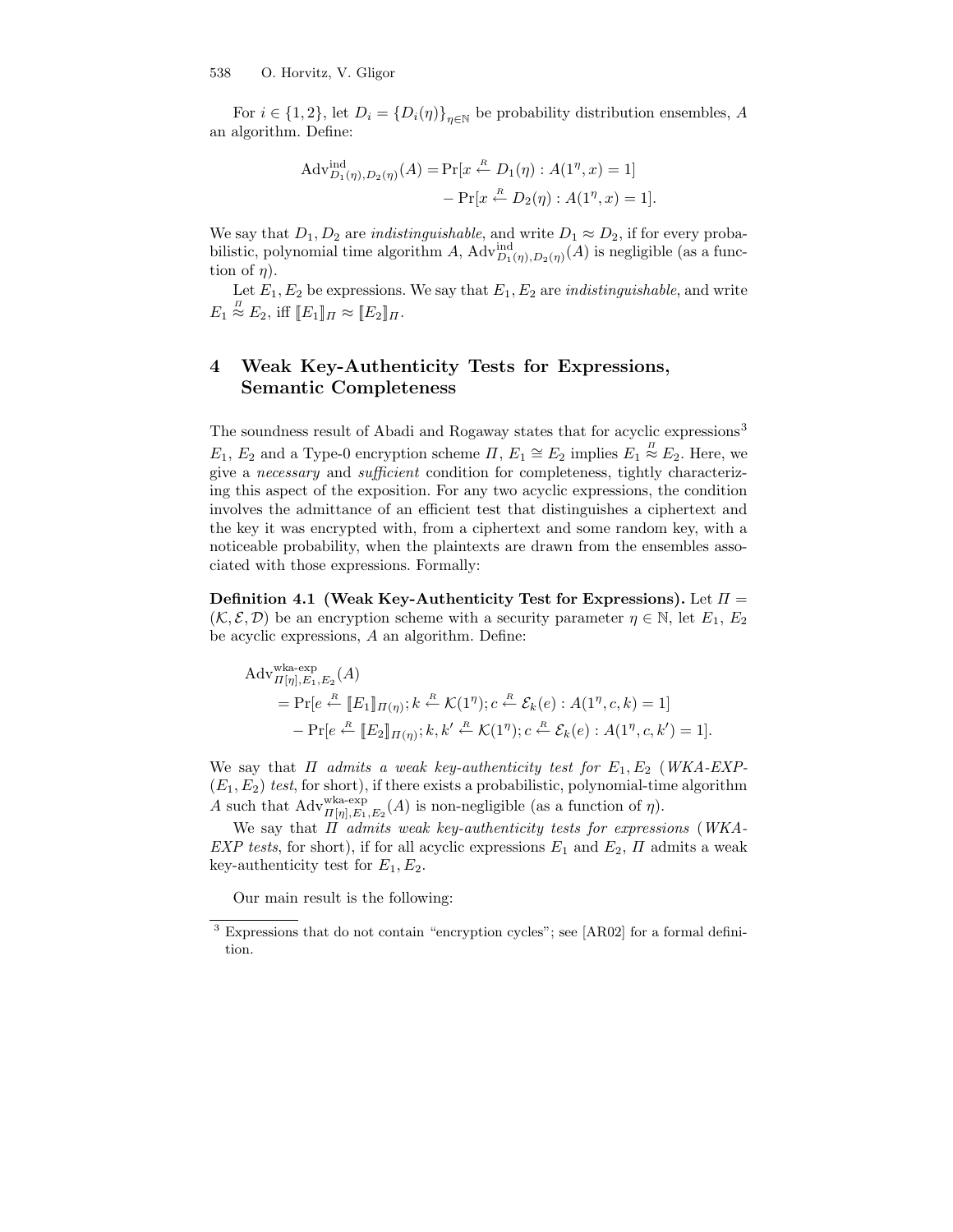For $i \in \{1, 2\}$, let $D_i = \{D_i(\eta)\}_{\eta \in \mathbb{N}}$ be probability distribution ensembles, $A$ an algorithm. Define:

$$\begin{aligned}\mathrm{Adv}^{\mathrm{ind}}_{D_1(\eta), D_2(\eta)}(A) = &\Pr[x \xleftarrow{R} D_1(\eta) : A(1^\eta, x) = 1] \\ &- \Pr[x \xleftarrow{R} D_2(\eta) : A(1^\eta, x) = 1].\end{aligned}$$

We say that $D_1, D_2$ are *indistinguishable*, and write $D_1 \approx D_2$, if for every probabilistic, polynomial time algorithm $A$, $\mathrm{Adv}^{\mathrm{ind}}_{D_1(\eta), D_2(\eta)}(A)$ is negligible (as a function of $\eta$).

Let $E_1, E_2$ be expressions. We say that $E_1, E_2$ are *indistinguishable*, and write $E_1 \stackrel{\Pi}{\approx} E_2$, iff $[\![E_1]\!]_\Pi \approx [\![E_2]\!]_\Pi$.

## 4 Weak Key-Authenticity Tests for Expressions, Semantic Completeness

The soundness result of Abadi and Rogaway states that for acyclic expressions[3] $E_1$, $E_2$ and a Type-0 encryption scheme $\Pi$, $E_1 \cong E_2$ implies $E_1 \stackrel{\Pi}{\approx} E_2$. Here, we give a *necessary* and *sufficient* condition for completeness, tightly characterizing this aspect of the exposition. For any two acyclic expressions, the condition involves the admittance of an efficient test that distinguishes a ciphertext and the key it was encrypted with, from a ciphertext and some random key, with a noticeable probability, when the plaintexts are drawn from the ensembles associated with those expressions. Formally:

**Definition 4.1 (Weak Key-Authenticity Test for Expressions).** Let $\Pi = (\mathcal{K}, \mathcal{E}, \mathcal{D})$ be an encryption scheme with a security parameter $\eta \in \mathbb{N}$, let $E_1$, $E_2$ be acyclic expressions, $A$ an algorithm. Define:

$$\begin{aligned}&\mathrm{Adv}^{\text{wka-exp}}_{\Pi[\eta], E_1, E_2}(A) \\ &\quad = \Pr[e \xleftarrow{R} [\![E_1]\!]_{\Pi(\eta)}; k \xleftarrow{R} \mathcal{K}(1^\eta); c \xleftarrow{R} \mathcal{E}_k(e) : A(1^\eta, c, k) = 1] \\ &\quad\quad - \Pr[e \xleftarrow{R} [\![E_2]\!]_{\Pi(\eta)}; k, k' \xleftarrow{R} \mathcal{K}(1^\eta); c \xleftarrow{R} \mathcal{E}_k(e) : A(1^\eta, c, k') = 1].\end{aligned}$$

We say that $\Pi$ *admits a weak key-authenticity test for* $E_1, E_2$ (*WKA-EXP-*$(E_1, E_2)$ *test*, for short), if there exists a probabilistic, polynomial-time algorithm $A$ such that $\mathrm{Adv}^{\text{wka-exp}}_{\Pi[\eta], E_1, E_2}(A)$ is non-negligible (as a function of $\eta$).

We say that $\Pi$ *admits weak key-authenticity tests for expressions* (*WKA-EXP tests*, for short), if for all acyclic expressions $E_1$ and $E_2$, $\Pi$ admits a weak key-authenticity test for $E_1, E_2$.

Our main result is the following:

---

[3] Expressions that do not contain "encryption cycles"; see [AR02] for a formal definition.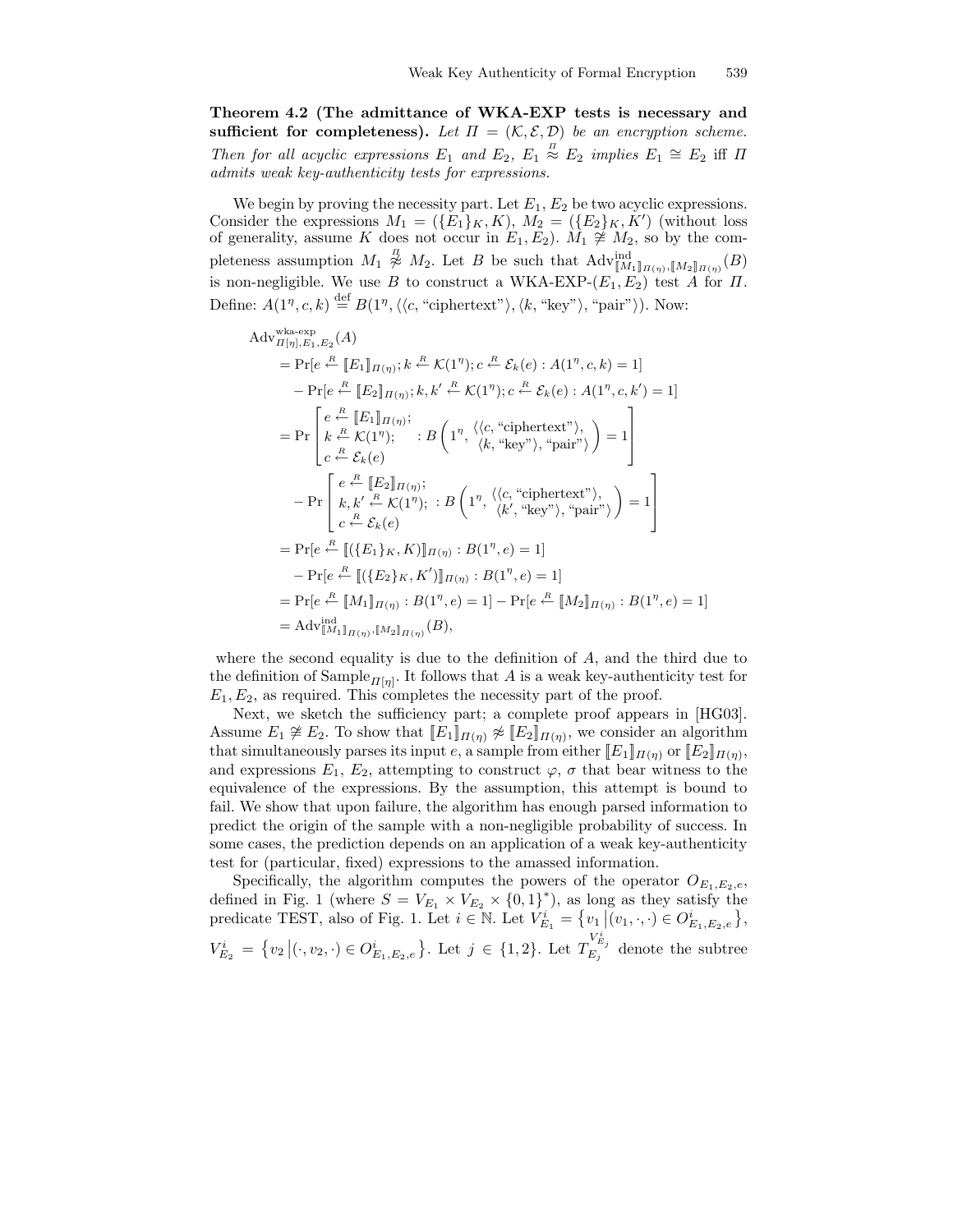**Theorem 4.2 (The admittance of WKA-EXP tests is necessary and sufficient for completeness).** *Let $\Pi = (\mathcal{K}, \mathcal{E}, \mathcal{D})$ be an encryption scheme. Then for all acyclic expressions $E_1$ and $E_2$, $E_1 \overset{\Pi}{\approx} E_2$ implies $E_1 \cong E_2$ iff $\Pi$ admits weak key-authenticity tests for expressions.*

We begin by proving the necessity part. Let $E_1, E_2$ be two acyclic expressions. Consider the expressions $M_1 = (\{E_1\}_K, K)$, $M_2 = (\{E_2\}_K, K')$ (without loss of generality, assume $K$ does not occur in $E_1, E_2$). $M_1 \not\cong M_2$, so by the completeness assumption $M_1 \overset{\Pi}{\not\approx} M_2$. Let $B$ be such that $\mathrm{Adv}^{\mathrm{ind}}_{[\![M_1]\!]_{\Pi(\eta)}, [\![M_2]\!]_{\Pi(\eta)}}(B)$ is non-negligible. We use $B$ to construct a WKA-EXP-$(E_1, E_2)$ test $A$ for $\Pi$. Define: $A(1^\eta, c, k) \overset{\mathrm{def}}{=} B(1^\eta, \langle\langle c, \text{“ciphertext”}\rangle, \langle k, \text{“key”}\rangle, \text{“pair”}\rangle)$. Now:

$$
\begin{aligned}
&\mathrm{Adv}^{\text{wka-exp}}_{\Pi[\eta], E_1, E_2}(A) \\
&= \Pr[e \overset{R}{\leftarrow} [\![E_1]\!]_{\Pi(\eta)}; k \overset{R}{\leftarrow} \mathcal{K}(1^\eta); c \overset{R}{\leftarrow} \mathcal{E}_k(e) : A(1^\eta, c, k) = 1] \\
&\quad - \Pr[e \overset{R}{\leftarrow} [\![E_2]\!]_{\Pi(\eta)}; k, k' \overset{R}{\leftarrow} \mathcal{K}(1^\eta); c \overset{R}{\leftarrow} \mathcal{E}_k(e) : A(1^\eta, c, k') = 1] \\
&= \Pr\left[\begin{array}{l} e \overset{R}{\leftarrow} [\![E_1]\!]_{\Pi(\eta)}; \\ k \overset{R}{\leftarrow} \mathcal{K}(1^\eta); \\ c \overset{R}{\leftarrow} \mathcal{E}_k(e) \end{array} : B\left(1^\eta, \begin{array}{l} \langle\langle c, \text{“ciphertext”}\rangle, \\ \langle k, \text{“key”}\rangle, \text{“pair”}\rangle \end{array}\right) = 1\right] \\
&\quad - \Pr\left[\begin{array}{l} e \overset{R}{\leftarrow} [\![E_2]\!]_{\Pi(\eta)}; \\ k, k' \overset{R}{\leftarrow} \mathcal{K}(1^\eta); \\ c \overset{R}{\leftarrow} \mathcal{E}_k(e) \end{array} : B\left(1^\eta, \begin{array}{l} \langle\langle c, \text{“ciphertext”}\rangle, \\ \langle k', \text{“key”}\rangle, \text{“pair”}\rangle \end{array}\right) = 1\right] \\
&= \Pr[e \overset{R}{\leftarrow} [\![(\{E_1\}_K, K)]\!]_{\Pi(\eta)} : B(1^\eta, e) = 1] \\
&\quad - \Pr[e \overset{R}{\leftarrow} [\![(\{E_2\}_K, K')]\!]_{\Pi(\eta)} : B(1^\eta, e) = 1] \\
&= \Pr[e \overset{R}{\leftarrow} [\![M_1]\!]_{\Pi(\eta)} : B(1^\eta, e) = 1] - \Pr[e \overset{R}{\leftarrow} [\![M_2]\!]_{\Pi(\eta)} : B(1^\eta, e) = 1] \\
&= \mathrm{Adv}^{\mathrm{ind}}_{[\![M_1]\!]_{\Pi(\eta)}, [\![M_2]\!]_{\Pi(\eta)}}(B),
\end{aligned}
$$

where the second equality is due to the definition of $A$, and the third due to the definition of $\mathrm{Sample}_{\Pi[\eta]}$. It follows that $A$ is a weak key-authenticity test for $E_1, E_2$, as required. This completes the necessity part of the proof.

Next, we sketch the sufficiency part; a complete proof appears in [HG03]. Assume $E_1 \not\cong E_2$. To show that $[\![E_1]\!]_{\Pi(\eta)} \not\approx [\![E_2]\!]_{\Pi(\eta)}$, we consider an algorithm that simultaneously parses its input $e$, a sample from either $[\![E_1]\!]_{\Pi(\eta)}$ or $[\![E_2]\!]_{\Pi(\eta)}$, and expressions $E_1$, $E_2$, attempting to construct $\varphi$, $\sigma$ that bear witness to the equivalence of the expressions. By the assumption, this attempt is bound to fail. We show that upon failure, the algorithm has enough parsed information to predict the origin of the sample with a non-negligible probability of success. In some cases, the prediction depends on an application of a weak key-authenticity test for (particular, fixed) expressions to the amassed information.

Specifically, the algorithm computes the powers of the operator $O_{E_1,E_2,e}$, defined in Fig. 1 (where $S = V_{E_1} \times V_{E_2} \times \{0,1\}^*$), as long as they satisfy the predicate TEST, also of Fig. 1. Let $i \in \mathbb{N}$. Let $V^i_{E_1} = \left\{v_1 \,\middle|\, (v_1, \cdot, \cdot) \in O^i_{E_1,E_2,e}\right\}$, $V^i_{E_2} = \left\{v_2 \,\middle|\, (\cdot, v_2, \cdot) \in O^i_{E_1,E_2,e}\right\}$. Let $j \in \{1, 2\}$. Let $T^{V^i_{E_j}}_{E_j}$ denote the subtree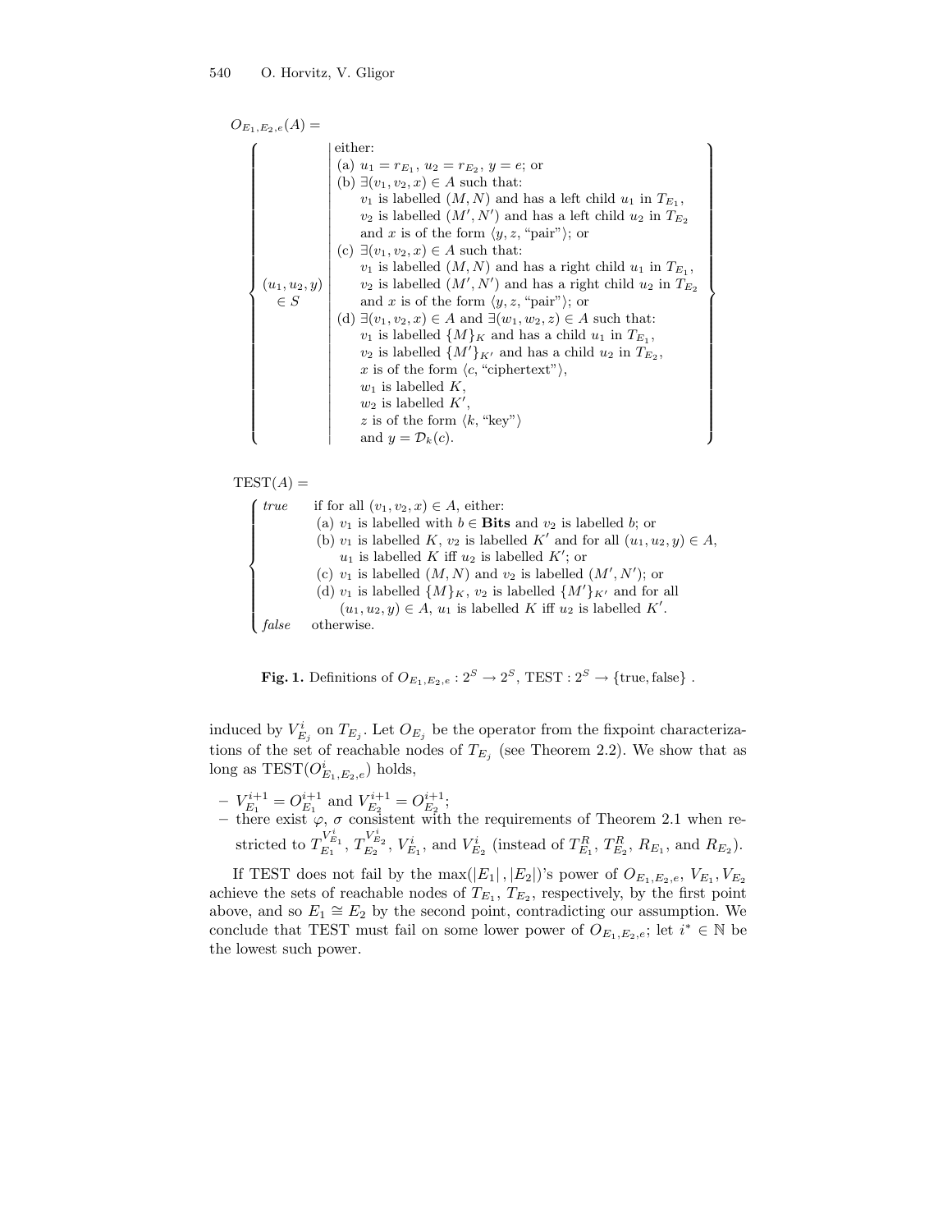$$O_{E_1,E_2,e}(A) = \left\{ (u_1,u_2,y) \in S \;\middle|\; \begin{array}{l} \text{either:} \\ \text{(a) } u_1 = r_{E_1},\, u_2 = r_{E_2},\, y = e\text{; or} \\ \text{(b) } \exists (v_1,v_2,x) \in A \text{ such that:} \\ \quad v_1 \text{ is labelled } (M,N) \text{ and has a left child } u_1 \text{ in } T_{E_1}, \\ \quad v_2 \text{ is labelled } (M',N') \text{ and has a left child } u_2 \text{ in } T_{E_2} \\ \quad \text{and } x \text{ is of the form } \langle y, z, \text{“pair”}\rangle\text{; or} \\ \text{(c) } \exists (v_1,v_2,x) \in A \text{ such that:} \\ \quad v_1 \text{ is labelled } (M,N) \text{ and has a right child } u_1 \text{ in } T_{E_1}, \\ \quad v_2 \text{ is labelled } (M',N') \text{ and has a right child } u_2 \text{ in } T_{E_2} \\ \quad \text{and } x \text{ is of the form } \langle y, z, \text{“pair”}\rangle\text{; or} \\ \text{(d) } \exists (v_1,v_2,x) \in A \text{ and } \exists (w_1,w_2,z) \in A \text{ such that:} \\ \quad v_1 \text{ is labelled } \{M\}_K \text{ and has a child } u_1 \text{ in } T_{E_1}, \\ \quad v_2 \text{ is labelled } \{M'\}_{K'} \text{ and has a child } u_2 \text{ in } T_{E_2}, \\ \quad x \text{ is of the form } \langle c, \text{“ciphertext”}\rangle, \\ \quad w_1 \text{ is labelled } K, \\ \quad w_2 \text{ is labelled } K', \\ \quad z \text{ is of the form } \langle k, \text{“key”}\rangle \\ \quad \text{and } y = \mathcal{D}_k(c). \end{array} \right\}$$

$$\text{TEST}(A) = \begin{cases} \textit{true} & \begin{array}{l} \text{if for all } (v_1,v_2,x) \in A\text{, either:} \\ \text{(a) } v_1 \text{ is labelled with } b \in \mathbf{Bits} \text{ and } v_2 \text{ is labelled } b\text{; or} \\ \text{(b) } v_1 \text{ is labelled } K,\, v_2 \text{ is labelled } K' \text{ and for all } (u_1,u_2,y) \in A, \\ \quad u_1 \text{ is labelled } K \text{ iff } u_2 \text{ is labelled } K'\text{; or} \\ \text{(c) } v_1 \text{ is labelled } (M,N) \text{ and } v_2 \text{ is labelled } (M',N')\text{; or} \\ \text{(d) } v_1 \text{ is labelled } \{M\}_K,\, v_2 \text{ is labelled } \{M'\}_{K'} \text{ and for all} \\ \quad (u_1,u_2,y) \in A,\, u_1 \text{ is labelled } K \text{ iff } u_2 \text{ is labelled } K'. \end{array} \\ \textit{false} & \text{otherwise.} \end{cases}$$

**Fig. 1.** Definitions of $O_{E_1,E_2,e} : 2^S \to 2^S$, $\text{TEST} : 2^S \to \{\text{true}, \text{false}\}$ .

induced by $V^i_{E_j}$ on $T_{E_j}$. Let $O_{E_j}$ be the operator from the fixpoint characterizations of the set of reachable nodes of $T_{E_j}$ (see Theorem 2.2). We show that as long as $\text{TEST}(O^i_{E_1,E_2,e})$ holds,

- $V^{i+1}_{E_1} = O^{i+1}_{E_1}$ and $V^{i+1}_{E_2} = O^{i+1}_{E_2}$;
- there exist $\varphi$, $\sigma$ consistent with the requirements of Theorem 2.1 when restricted to $T^{V^i_{E_1}}_{E_1}$, $T^{V^i_{E_2}}_{E_2}$, $V^i_{E_1}$, and $V^i_{E_2}$ (instead of $T^R_{E_1}$, $T^R_{E_2}$, $R_{E_1}$, and $R_{E_2}$).

If TEST does not fail by the $\max(|E_1|, |E_2|)$'s power of $O_{E_1,E_2,e}$, $V_{E_1}, V_{E_2}$ achieve the sets of reachable nodes of $T_{E_1}$, $T_{E_2}$, respectively, by the first point above, and so $E_1 \cong E_2$ by the second point, contradicting our assumption. We conclude that TEST must fail on some lower power of $O_{E_1,E_2,e}$; let $i^* \in \mathbb{N}$ be the lowest such power.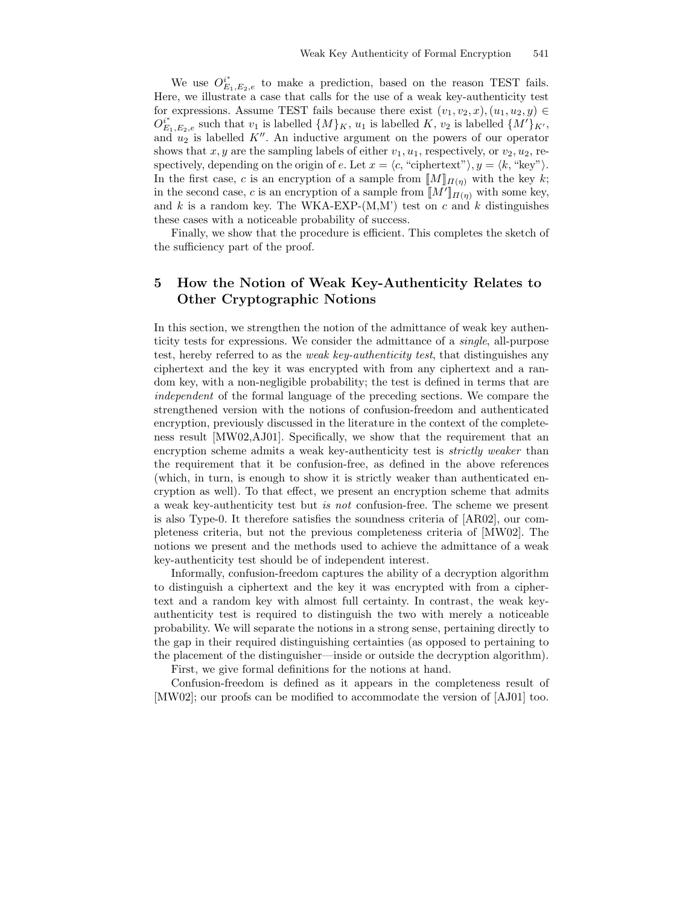We use $O^{i^*}_{E_1,E_2,e}$ to make a prediction, based on the reason TEST fails. Here, we illustrate a case that calls for the use of a weak key-authenticity test for expressions. Assume TEST fails because there exist $(v_1, v_2, x), (u_1, u_2, y) \in O^{i^*}_{E_1,E_2,e}$ such that $v_1$ is labelled $\{M\}_K$, $u_1$ is labelled $K$, $v_2$ is labelled $\{M'\}_{K'}$, and $u_2$ is labelled $K''$. An inductive argument on the powers of our operator shows that $x, y$ are the sampling labels of either $v_1, u_1$, respectively, or $v_2, u_2$, respectively, depending on the origin of $e$. Let $x = \langle c, \text{"ciphertext"} \rangle, y = \langle k, \text{"key"} \rangle$. In the first case, $c$ is an encryption of a sample from $[\![M]\!]_{\Pi(\eta)}$ with the key $k$; in the second case, $c$ is an encryption of a sample from $[\![M']\!]_{\Pi(\eta)}$ with some key, and $k$ is a random key. The WKA-EXP-(M,M') test on $c$ and $k$ distinguishes these cases with a noticeable probability of success.

Finally, we show that the procedure is efficient. This completes the sketch of the sufficiency part of the proof.

## 5 How the Notion of Weak Key-Authenticity Relates to Other Cryptographic Notions

In this section, we strengthen the notion of the admittance of weak key authenticity tests for expressions. We consider the admittance of a *single*, all-purpose test, hereby referred to as the *weak key-authenticity test*, that distinguishes any ciphertext and the key it was encrypted with from any ciphertext and a random key, with a non-negligible probability; the test is defined in terms that are *independent* of the formal language of the preceding sections. We compare the strengthened version with the notions of confusion-freedom and authenticated encryption, previously discussed in the literature in the context of the completeness result [MW02,AJ01]. Specifically, we show that the requirement that an encryption scheme admits a weak key-authenticity test is *strictly weaker* than the requirement that it be confusion-free, as defined in the above references (which, in turn, is enough to show it is strictly weaker than authenticated encryption as well). To that effect, we present an encryption scheme that admits a weak key-authenticity test but *is not* confusion-free. The scheme we present is also Type-0. It therefore satisfies the soundness criteria of [AR02], our completeness criteria, but not the previous completeness criteria of [MW02]. The notions we present and the methods used to achieve the admittance of a weak key-authenticity test should be of independent interest.

Informally, confusion-freedom captures the ability of a decryption algorithm to distinguish a ciphertext and the key it was encrypted with from a ciphertext and a random key with almost full certainty. In contrast, the weak key-authenticity test is required to distinguish the two with merely a noticeable probability. We will separate the notions in a strong sense, pertaining directly to the gap in their required distinguishing certainties (as opposed to pertaining to the placement of the distinguisher—inside or outside the decryption algorithm).

First, we give formal definitions for the notions at hand.

Confusion-freedom is defined as it appears in the completeness result of [MW02]; our proofs can be modified to accommodate the version of [AJ01] too.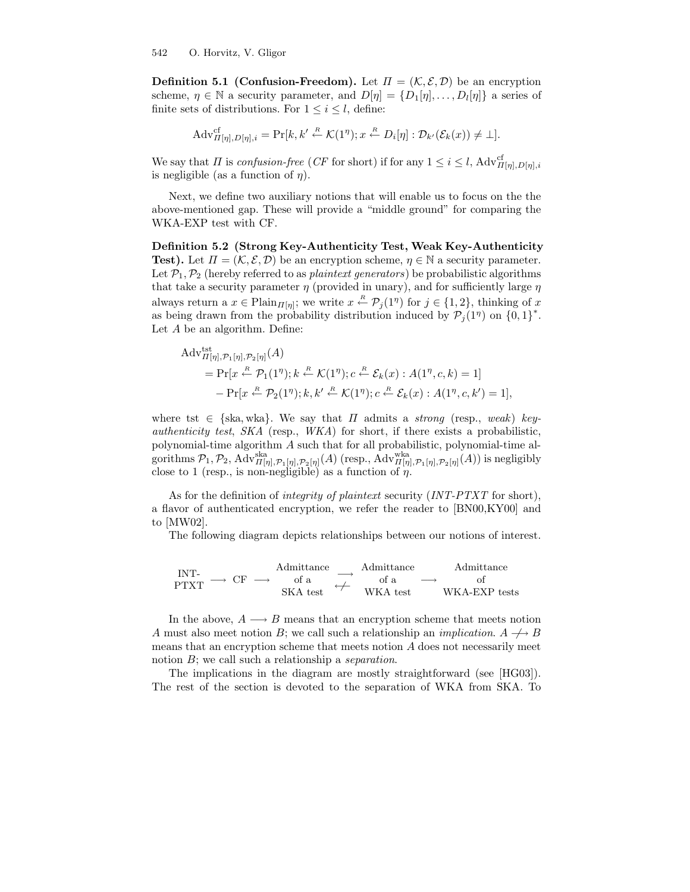**Definition 5.1 (Confusion-Freedom).** Let $\Pi = (\mathcal{K}, \mathcal{E}, \mathcal{D})$ be an encryption scheme, $\eta \in \mathbb{N}$ a security parameter, and $D[\eta] = \{D_1[\eta], \ldots, D_l[\eta]\}$ a series of finite sets of distributions. For $1 \leq i \leq l$, define:

$$\mathrm{Adv}^{\mathrm{cf}}_{\Pi[\eta],D[\eta],i} = \Pr[k, k' \xleftarrow{R} \mathcal{K}(1^\eta); x \xleftarrow{R} D_i[\eta] : \mathcal{D}_{k'}(\mathcal{E}_k(x)) \neq \bot].$$

We say that $\Pi$ is *confusion-free* (*CF* for short) if for any $1 \leq i \leq l$, $\mathrm{Adv}^{\mathrm{cf}}_{\Pi[\eta],D[\eta],i}$ is negligible (as a function of $\eta$).

Next, we define two auxiliary notions that will enable us to focus on the the above-mentioned gap. These will provide a "middle ground" for comparing the WKA-EXP test with CF.

**Definition 5.2 (Strong Key-Authenticity Test, Weak Key-Authenticity Test).** Let $\Pi = (\mathcal{K}, \mathcal{E}, \mathcal{D})$ be an encryption scheme, $\eta \in \mathbb{N}$ a security parameter. Let $\mathcal{P}_1, \mathcal{P}_2$ (hereby referred to as *plaintext generators*) be probabilistic algorithms that take a security parameter $\eta$ (provided in unary), and for sufficiently large $\eta$ always return a $x \in \mathrm{Plain}_{\Pi[\eta]}$; we write $x \xleftarrow{R} \mathcal{P}_j(1^\eta)$ for $j \in \{1, 2\}$, thinking of $x$ as being drawn from the probability distribution induced by $\mathcal{P}_j(1^\eta)$ on $\{0,1\}^*$. Let $A$ be an algorithm. Define:

$$\begin{aligned}
&\mathrm{Adv}^{\mathrm{tst}}_{\Pi[\eta],\mathcal{P}_1[\eta],\mathcal{P}_2[\eta]}(A) \\
&\quad = \Pr[x \xleftarrow{R} \mathcal{P}_1(1^\eta); k \xleftarrow{R} \mathcal{K}(1^\eta); c \xleftarrow{R} \mathcal{E}_k(x) : A(1^\eta, c, k) = 1] \\
&\quad\quad - \Pr[x \xleftarrow{R} \mathcal{P}_2(1^\eta); k, k' \xleftarrow{R} \mathcal{K}(1^\eta); c \xleftarrow{R} \mathcal{E}_k(x) : A(1^\eta, c, k') = 1],
\end{aligned}$$

where $\mathrm{tst} \in \{\mathrm{ska}, \mathrm{wka}\}$. We say that $\Pi$ admits a *strong* (resp., *weak*) *key-authenticity test*, *SKA* (resp., *WKA*) for short, if there exists a probabilistic, polynomial-time algorithm $A$ such that for all probabilistic, polynomial-time algorithms $\mathcal{P}_1, \mathcal{P}_2$, $\mathrm{Adv}^{\mathrm{ska}}_{\Pi[\eta],\mathcal{P}_1[\eta],\mathcal{P}_2[\eta]}(A)$ (resp., $\mathrm{Adv}^{\mathrm{wka}}_{\Pi[\eta],\mathcal{P}_1[\eta],\mathcal{P}_2[\eta]}(A)$) is negligibly close to 1 (resp., is non-negligible) as a function of $\eta$.

As for the definition of *integrity of plaintext* security (*INT-PTXT* for short), a flavor of authenticated encryption, we refer the reader to [BN00,KY00] and to [MW02].

The following diagram depicts relationships between our notions of interest.

$$\text{INT-PTXT} \longrightarrow \text{CF} \longrightarrow \text{Admittance of a SKA test} \; \underset{\not\longleftarrow}{\longrightarrow} \; \text{Admittance of a WKA test} \longrightarrow \text{Admittance of WKA-EXP tests}$$

In the above, $A \longrightarrow B$ means that an encryption scheme that meets notion $A$ must also meet notion $B$; we call such a relationship an *implication*. $A \not\longrightarrow B$ means that an encryption scheme that meets notion $A$ does not necessarily meet notion $B$; we call such a relationship a *separation*.

The implications in the diagram are mostly straightforward (see [HG03]). The rest of the section is devoted to the separation of WKA from SKA. To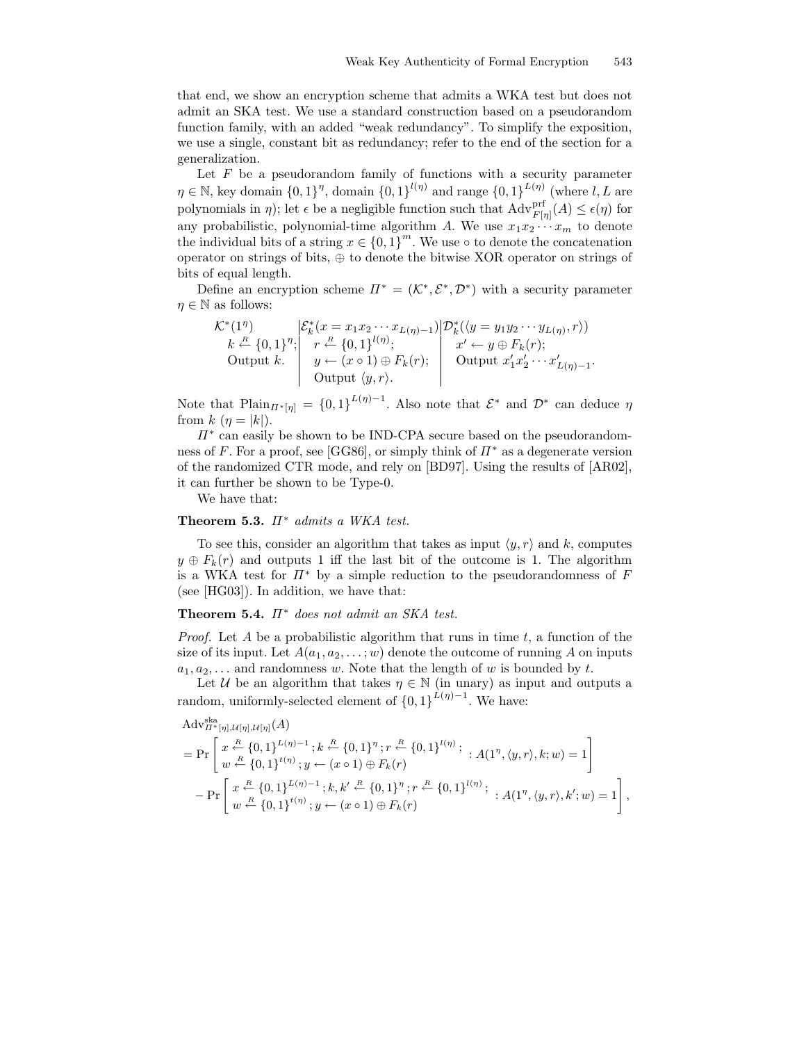that end, we show an encryption scheme that admits a WKA test but does not admit an SKA test. We use a standard construction based on a pseudorandom function family, with an added "weak redundancy". To simplify the exposition, we use a single, constant bit as redundancy; refer to the end of the section for a generalization.

Let $F$ be a pseudorandom family of functions with a security parameter $\eta \in \mathbb{N}$, key domain $\{0,1\}^{\eta}$, domain $\{0,1\}^{l(\eta)}$ and range $\{0,1\}^{L(\eta)}$ (where $l, L$ are polynomials in $\eta$); let $\epsilon$ be a negligible function such that $\mathrm{Adv}^{\mathrm{prf}}_{F[\eta]}(A) \leq \epsilon(\eta)$ for any probabilistic, polynomial-time algorithm $A$. We use $x_1 x_2 \cdots x_m$ to denote the individual bits of a string $x \in \{0,1\}^m$. We use $\circ$ to denote the concatenation operator on strings of bits, $\oplus$ to denote the bitwise XOR operator on strings of bits of equal length.

Define an encryption scheme $\Pi^* = (\mathcal{K}^*, \mathcal{E}^*, \mathcal{D}^*)$ with a security parameter $\eta \in \mathbb{N}$ as follows:

$$
\begin{array}{l|l|l}
\mathcal{K}^*(1^\eta) & \mathcal{E}^*_k(x = x_1 x_2 \cdots x_{L(\eta)-1}) & \mathcal{D}^*_k(\langle y = y_1 y_2 \cdots y_{L(\eta)}, r\rangle) \\
\quad k \xleftarrow{R} \{0,1\}^{\eta}; & \quad r \xleftarrow{R} \{0,1\}^{l(\eta)}; & \quad x' \leftarrow y \oplus F_k(r); \\
\quad \text{Output } k. & \quad y \leftarrow (x \circ 1) \oplus F_k(r); & \quad \text{Output } x'_1 x'_2 \cdots x'_{L(\eta)-1}. \\
 & \quad \text{Output } \langle y, r\rangle. &
\end{array}
$$

Note that $\mathrm{Plain}_{\Pi^*[\eta]} = \{0,1\}^{L(\eta)-1}$. Also note that $\mathcal{E}^*$ and $\mathcal{D}^*$ can deduce $\eta$ from $k$ ($\eta = |k|$).

$\Pi^*$ can easily be shown to be IND-CPA secure based on the pseudorandomness of $F$. For a proof, see [GG86], or simply think of $\Pi^*$ as a degenerate version of the randomized CTR mode, and rely on [BD97]. Using the results of [AR02], it can further be shown to be Type-0.

We have that:

**Theorem 5.3.** *$\Pi^*$ admits a WKA test.*

To see this, consider an algorithm that takes as input $\langle y, r\rangle$ and $k$, computes $y \oplus F_k(r)$ and outputs 1 iff the last bit of the outcome is 1. The algorithm is a WKA test for $\Pi^*$ by a simple reduction to the pseudorandomness of $F$ (see [HG03]). In addition, we have that:

**Theorem 5.4.** *$\Pi^*$ does not admit an SKA test.*

*Proof.* Let $A$ be a probabilistic algorithm that runs in time $t$, a function of the size of its input. Let $A(a_1, a_2, \ldots; w)$ denote the outcome of running $A$ on inputs $a_1, a_2, \ldots$ and randomness $w$. Note that the length of $w$ is bounded by $t$.

Let $\mathcal{U}$ be an algorithm that takes $\eta \in \mathbb{N}$ (in unary) as input and outputs a random, uniformly-selected element of $\{0,1\}^{L(\eta)-1}$. We have:

$$
\begin{aligned}
&\mathrm{Adv}^{\mathrm{ska}}_{\Pi^*[\eta], \mathcal{U}[\eta], \mathcal{U}[\eta]}(A) \\
&= \Pr\left[ \begin{array}{l} x \xleftarrow{R} \{0,1\}^{L(\eta)-1}; k \xleftarrow{R} \{0,1\}^{\eta}; r \xleftarrow{R} \{0,1\}^{l(\eta)}; \\ w \xleftarrow{R} \{0,1\}^{t(\eta)}; y \leftarrow (x \circ 1) \oplus F_k(r) \end{array} : A(1^\eta, \langle y, r\rangle, k; w) = 1 \right] \\
&\quad - \Pr\left[ \begin{array}{l} x \xleftarrow{R} \{0,1\}^{L(\eta)-1}; k, k' \xleftarrow{R} \{0,1\}^{\eta}; r \xleftarrow{R} \{0,1\}^{l(\eta)}; \\ w \xleftarrow{R} \{0,1\}^{t(\eta)}; y \leftarrow (x \circ 1) \oplus F_k(r) \end{array} : A(1^\eta, \langle y, r\rangle, k'; w) = 1 \right],
\end{aligned}
$$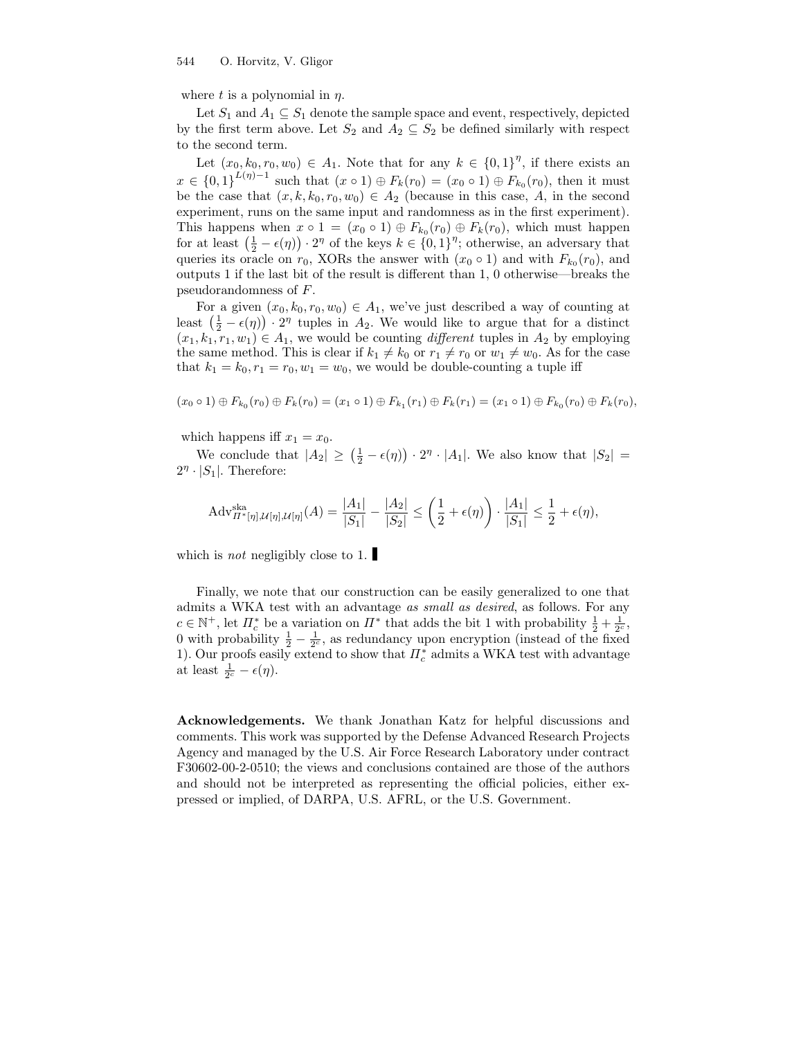where $t$ is a polynomial in $\eta$.

Let $S_1$ and $A_1 \subseteq S_1$ denote the sample space and event, respectively, depicted by the first term above. Let $S_2$ and $A_2 \subseteq S_2$ be defined similarly with respect to the second term.

Let $(x_0, k_0, r_0, w_0) \in A_1$. Note that for any $k \in \{0,1\}^\eta$, if there exists an $x \in \{0,1\}^{L(\eta)-1}$ such that $(x \circ 1) \oplus F_k(r_0) = (x_0 \circ 1) \oplus F_{k_0}(r_0)$, then it must be the case that $(x, k, r_0, w_0) \in A_2$ (because in this case, $A$, in the second experiment, runs on the same input and randomness as in the first experiment). This happens when $x \circ 1 = (x_0 \circ 1) \oplus F_{k_0}(r_0) \oplus F_k(r_0)$, which must happen for at least $\left(\frac{1}{2} - \epsilon(\eta)\right) \cdot 2^\eta$ of the keys $k \in \{0,1\}^\eta$; otherwise, an adversary that queries its oracle on $r_0$, XORs the answer with $(x_0 \circ 1)$ and with $F_{k_0}(r_0)$, and outputs 1 if the last bit of the result is different than 1, 0 otherwise—breaks the pseudorandomness of $F$.

For a given $(x_0, k_0, r_0, w_0) \in A_1$, we've just described a way of counting at least $\left(\frac{1}{2} - \epsilon(\eta)\right) \cdot 2^\eta$ tuples in $A_2$. We would like to argue that for a distinct $(x_1, k_1, r_1, w_1) \in A_1$, we would be counting *different* tuples in $A_2$ by employing the same method. This is clear if $k_1 \neq k_0$ or $r_1 \neq r_0$ or $w_1 \neq w_0$. As for the case that $k_1 = k_0, r_1 = r_0, w_1 = w_0$, we would be double-counting a tuple iff

$$(x_0 \circ 1) \oplus F_{k_0}(r_0) \oplus F_k(r_0) = (x_1 \circ 1) \oplus F_{k_1}(r_1) \oplus F_k(r_1) = (x_1 \circ 1) \oplus F_{k_0}(r_0) \oplus F_k(r_0),$$

which happens iff $x_1 = x_0$.

We conclude that $|A_2| \geq \left(\frac{1}{2} - \epsilon(\eta)\right) \cdot 2^\eta \cdot |A_1|$. We also know that $|S_2| = 2^\eta \cdot |S_1|$. Therefore:

$$\mathrm{Adv}^{\mathrm{ska}}_{\Pi^*[\eta], \mathcal{U}[\eta], \mathcal{U}[\eta]}(A) = \frac{|A_1|}{|S_1|} - \frac{|A_2|}{|S_2|} \leq \left(\frac{1}{2} + \epsilon(\eta)\right) \cdot \frac{|A_1|}{|S_1|} \leq \frac{1}{2} + \epsilon(\eta),$$

which is *not* negligibly close to 1. ∎

Finally, we note that our construction can be easily generalized to one that admits a WKA test with an advantage *as small as desired*, as follows. For any $c \in \mathbb{N}^+$, let $\Pi^*_c$ be a variation on $\Pi^*$ that adds the bit 1 with probability $\frac{1}{2} + \frac{1}{2^c}$, 0 with probability $\frac{1}{2} - \frac{1}{2^c}$, as redundancy upon encryption (instead of the fixed 1). Our proofs easily extend to show that $\Pi^*_c$ admits a WKA test with advantage at least $\frac{1}{2^c} - \epsilon(\eta)$.

**Acknowledgements.** We thank Jonathan Katz for helpful discussions and comments. This work was supported by the Defense Advanced Research Projects Agency and managed by the U.S. Air Force Research Laboratory under contract F30602-00-2-0510; the views and conclusions contained are those of the authors and should not be interpreted as representing the official policies, either expressed or implied, of DARPA, U.S. AFRL, or the U.S. Government.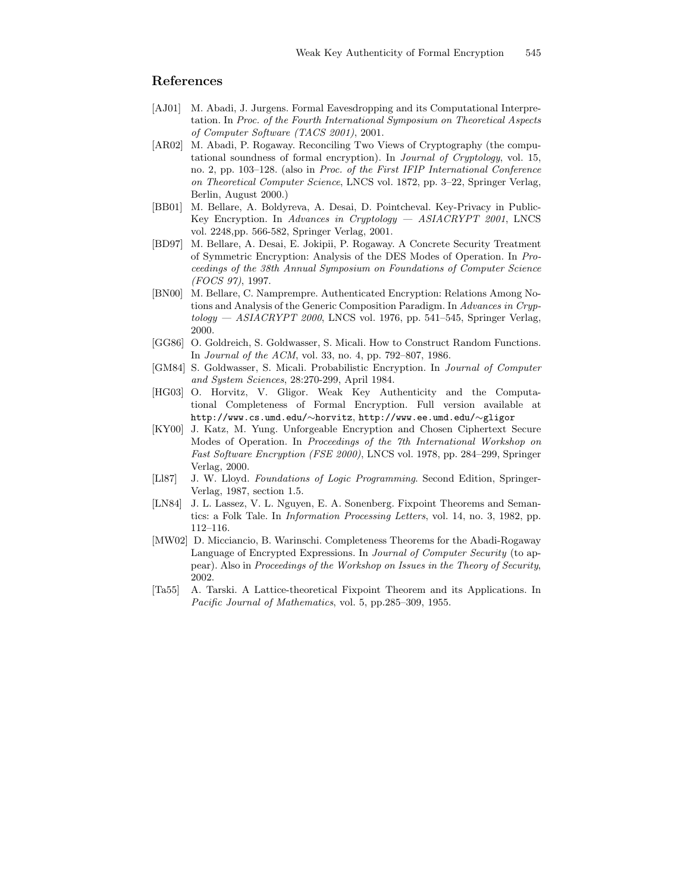## References

- [AJ01] M. Abadi, J. Jurgens. Formal Eavesdropping and its Computational Interpretation. In *Proc. of the Fourth International Symposium on Theoretical Aspects of Computer Software (TACS 2001)*, 2001.
- [AR02] M. Abadi, P. Rogaway. Reconciling Two Views of Cryptography (the computational soundness of formal encryption). In *Journal of Cryptology*, vol. 15, no. 2, pp. 103–128. (also in *Proc. of the First IFIP International Conference on Theoretical Computer Science*, LNCS vol. 1872, pp. 3–22, Springer Verlag, Berlin, August 2000.)
- [BB01] M. Bellare, A. Boldyreva, A. Desai, D. Pointcheval. Key-Privacy in Public-Key Encryption. In *Advances in Cryptology — ASIACRYPT 2001*, LNCS vol. 2248,pp. 566-582, Springer Verlag, 2001.
- [BD97] M. Bellare, A. Desai, E. Jokipii, P. Rogaway. A Concrete Security Treatment of Symmetric Encryption: Analysis of the DES Modes of Operation. In *Proceedings of the 38th Annual Symposium on Foundations of Computer Science (FOCS 97)*, 1997.
- [BN00] M. Bellare, C. Namprempre. Authenticated Encryption: Relations Among Notions and Analysis of the Generic Composition Paradigm. In *Advances in Cryptology — ASIACRYPT 2000*, LNCS vol. 1976, pp. 541–545, Springer Verlag, 2000.
- [GG86] O. Goldreich, S. Goldwasser, S. Micali. How to Construct Random Functions. In *Journal of the ACM*, vol. 33, no. 4, pp. 792–807, 1986.
- [GM84] S. Goldwasser, S. Micali. Probabilistic Encryption. In *Journal of Computer and System Sciences*, 28:270-299, April 1984.
- [HG03] O. Horvitz, V. Gligor. Weak Key Authenticity and the Computational Completeness of Formal Encryption. Full version available at `http://www.cs.umd.edu/~horvitz`, `http://www.ee.umd.edu/~gligor`
- [KY00] J. Katz, M. Yung. Unforgeable Encryption and Chosen Ciphertext Secure Modes of Operation. In *Proceedings of the 7th International Workshop on Fast Software Encryption (FSE 2000)*, LNCS vol. 1978, pp. 284–299, Springer Verlag, 2000.
- [Ll87] J. W. Lloyd. *Foundations of Logic Programming*. Second Edition, Springer-Verlag, 1987, section 1.5.
- [LN84] J. L. Lassez, V. L. Nguyen, E. A. Sonenberg. Fixpoint Theorems and Semantics: a Folk Tale. In *Information Processing Letters*, vol. 14, no. 3, 1982, pp. 112–116.
- [MW02] D. Micciancio, B. Warinschi. Completeness Theorems for the Abadi-Rogaway Language of Encrypted Expressions. In *Journal of Computer Security* (to appear). Also in *Proceedings of the Workshop on Issues in the Theory of Security*, 2002.
- [Ta55] A. Tarski. A Lattice-theoretical Fixpoint Theorem and its Applications. In *Pacific Journal of Mathematics*, vol. 5, pp.285–309, 1955.